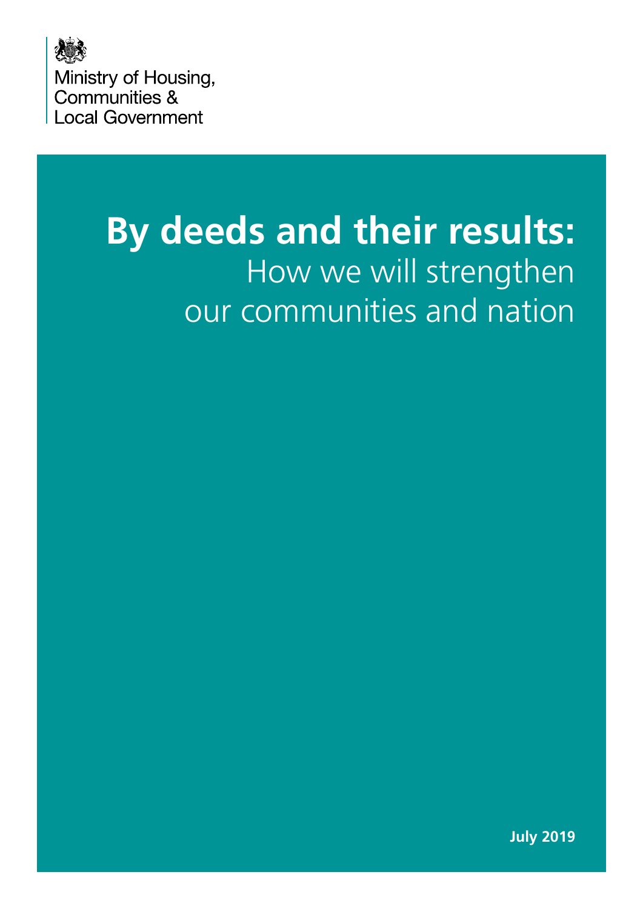Ministry of Housing,
Communities &
Local Government

# By deeds and their results:

## How we will strengthen our communities and nation

**July 2019**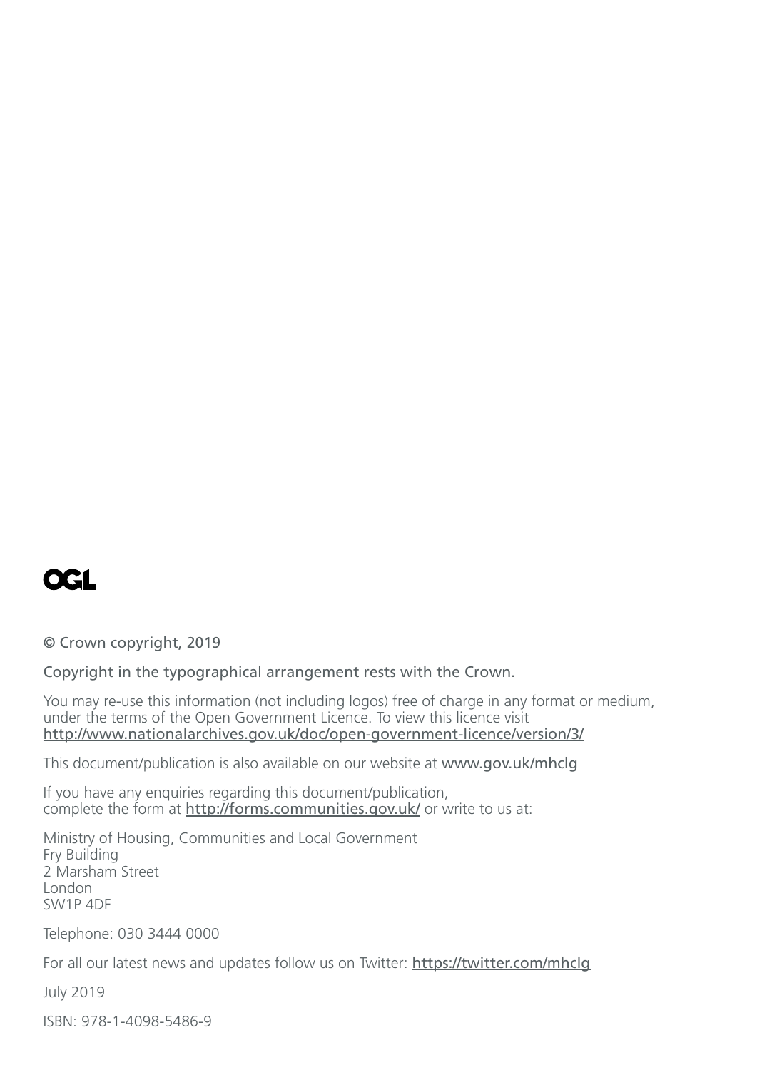OGL

© Crown copyright, 2019

Copyright in the typographical arrangement rests with the Crown.

You may re-use this information (not including logos) free of charge in any format or medium, under the terms of the Open Government Licence. To view this licence visit http://www.nationalarchives.gov.uk/doc/open-government-licence/version/3/

This document/publication is also available on our website at www.gov.uk/mhclg

If you have any enquiries regarding this document/publication, complete the form at http://forms.communities.gov.uk/ or write to us at:

Ministry of Housing, Communities and Local Government
Fry Building
2 Marsham Street
London
SW1P 4DF

Telephone: 030 3444 0000

For all our latest news and updates follow us on Twitter: https://twitter.com/mhclg

July 2019

ISBN: 978-1-4098-5486-9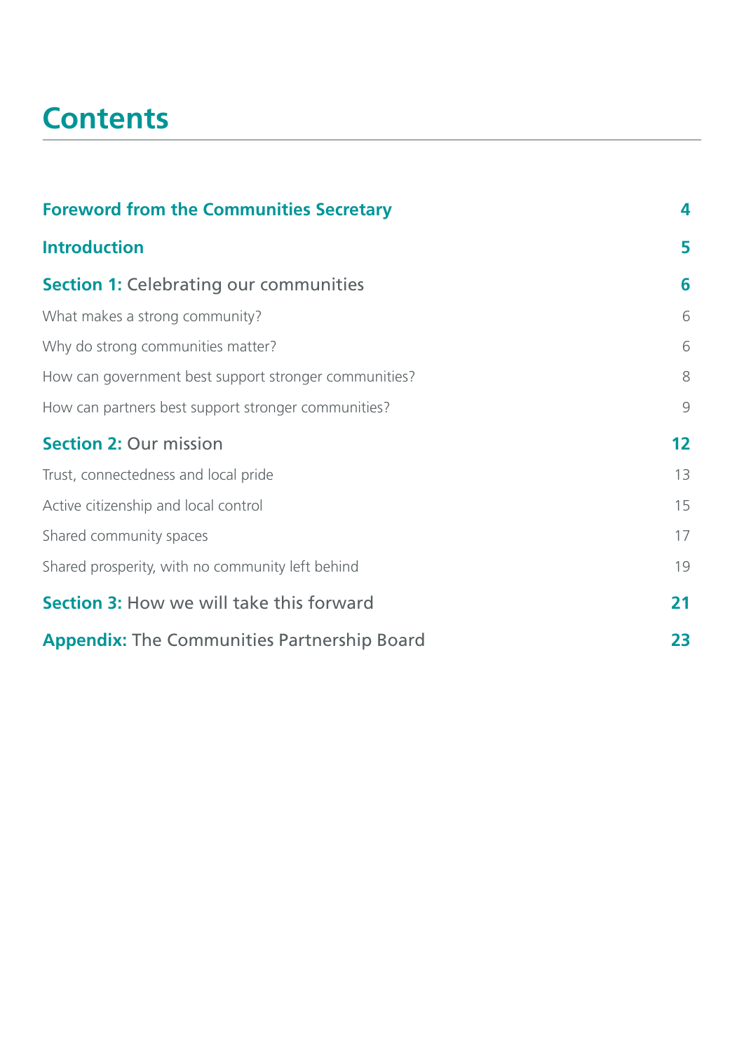# Contents

| | |
|---|---|
| **Foreword from the Communities Secretary** | **4** |
| **Introduction** | **5** |
| **Section 1:** Celebrating our communities | **6** |
| What makes a strong community? | 6 |
| Why do strong communities matter? | 6 |
| How can government best support stronger communities? | 8 |
| How can partners best support stronger communities? | 9 |
| **Section 2:** Our mission | **12** |
| Trust, connectedness and local pride | 13 |
| Active citizenship and local control | 15 |
| Shared community spaces | 17 |
| Shared prosperity, with no community left behind | 19 |
| **Section 3:** How we will take this forward | **21** |
| **Appendix:** The Communities Partnership Board | **23** |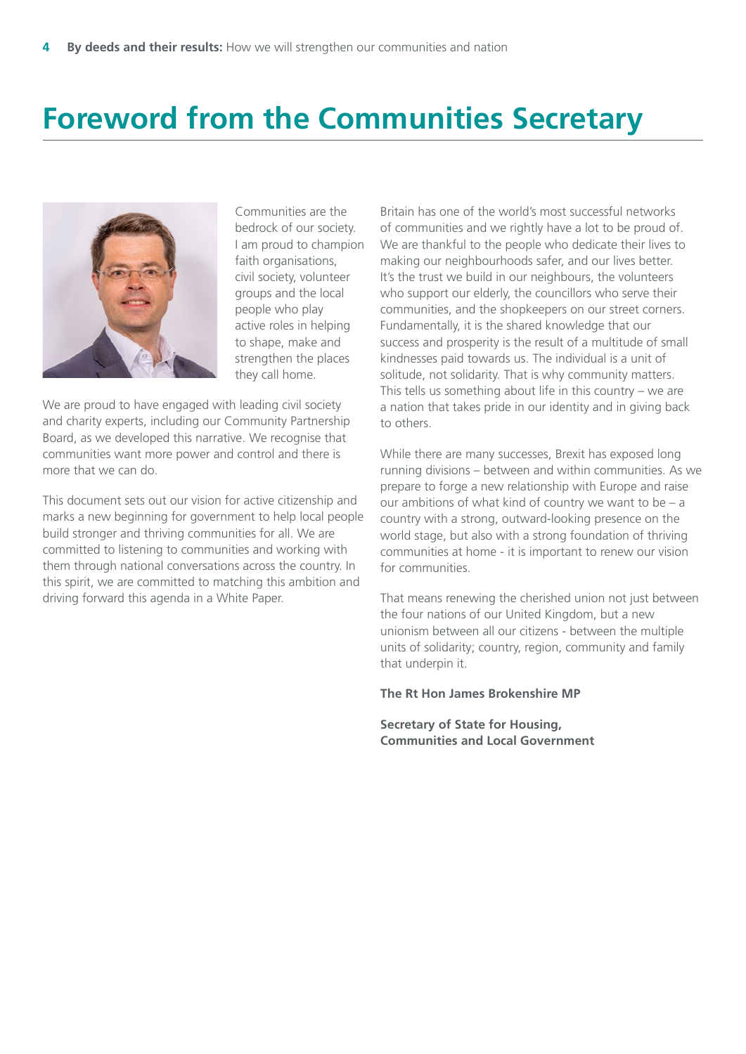# Foreword from the Communities Secretary

Communities are the bedrock of our society. I am proud to champion faith organisations, civil society, volunteer groups and the local people who play active roles in helping to shape, make and strengthen the places they call home.

We are proud to have engaged with leading civil society and charity experts, including our Community Partnership Board, as we developed this narrative. We recognise that communities want more power and control and there is more that we can do.

This document sets out our vision for active citizenship and marks a new beginning for government to help local people build stronger and thriving communities for all. We are committed to listening to communities and working with them through national conversations across the country. In this spirit, we are committed to matching this ambition and driving forward this agenda in a White Paper.

Britain has one of the world's most successful networks of communities and we rightly have a lot to be proud of. We are thankful to the people who dedicate their lives to making our neighbourhoods safer, and our lives better. It's the trust we build in our neighbours, the volunteers who support our elderly, the councillors who serve their communities, and the shopkeepers on our street corners. Fundamentally, it is the shared knowledge that our success and prosperity is the result of a multitude of small kindnesses paid towards us. The individual is a unit of solitude, not solidarity. That is why community matters. This tells us something about life in this country – we are a nation that takes pride in our identity and in giving back to others.

While there are many successes, Brexit has exposed long running divisions – between and within communities. As we prepare to forge a new relationship with Europe and raise our ambitions of what kind of country we want to be – a country with a strong, outward-looking presence on the world stage, but also with a strong foundation of thriving communities at home - it is important to renew our vision for communities.

That means renewing the cherished union not just between the four nations of our United Kingdom, but a new unionism between all our citizens - between the multiple units of solidarity; country, region, community and family that underpin it.

**The Rt Hon James Brokenshire MP**

**Secretary of State for Housing, Communities and Local Government**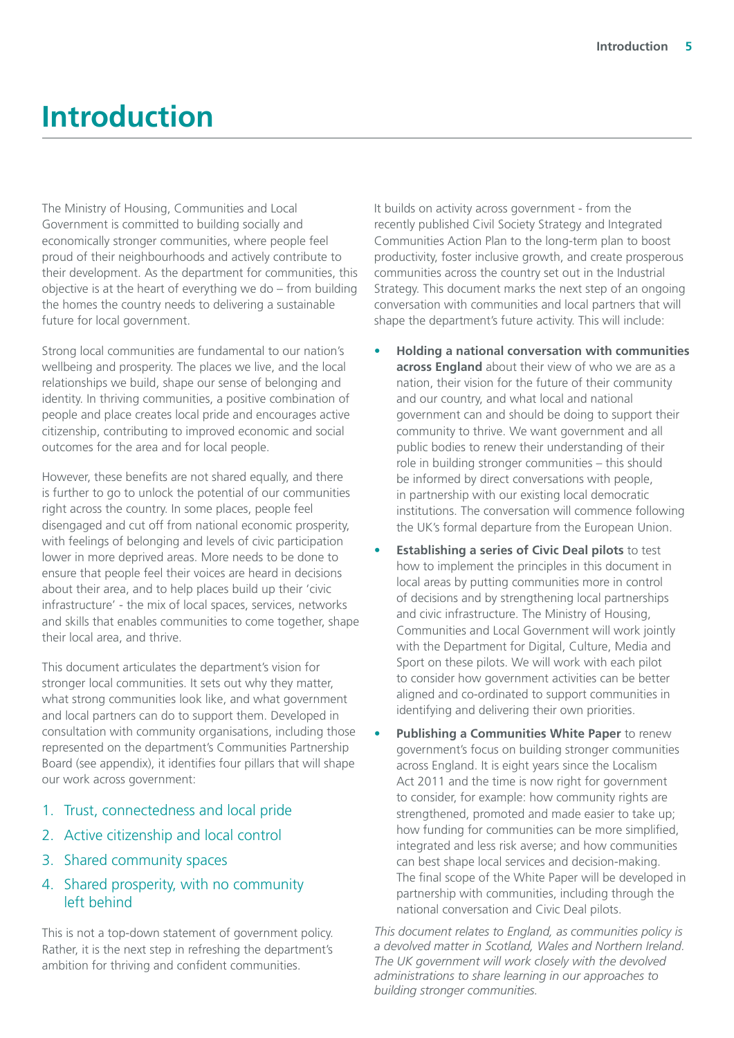# Introduction

The Ministry of Housing, Communities and Local Government is committed to building socially and economically stronger communities, where people feel proud of their neighbourhoods and actively contribute to their development. As the department for communities, this objective is at the heart of everything we do – from building the homes the country needs to delivering a sustainable future for local government.

Strong local communities are fundamental to our nation's wellbeing and prosperity. The places we live, and the local relationships we build, shape our sense of belonging and identity. In thriving communities, a positive combination of people and place creates local pride and encourages active citizenship, contributing to improved economic and social outcomes for the area and for local people.

However, these benefits are not shared equally, and there is further to go to unlock the potential of our communities right across the country. In some places, people feel disengaged and cut off from national economic prosperity, with feelings of belonging and levels of civic participation lower in more deprived areas. More needs to be done to ensure that people feel their voices are heard in decisions about their area, and to help places build up their 'civic infrastructure' - the mix of local spaces, services, networks and skills that enables communities to come together, shape their local area, and thrive.

This document articulates the department's vision for stronger local communities. It sets out why they matter, what strong communities look like, and what government and local partners can do to support them. Developed in consultation with community organisations, including those represented on the department's Communities Partnership Board (see appendix), it identifies four pillars that will shape our work across government:

1. Trust, connectedness and local pride
2. Active citizenship and local control
3. Shared community spaces
4. Shared prosperity, with no community left behind

This is not a top-down statement of government policy. Rather, it is the next step in refreshing the department's ambition for thriving and confident communities.

It builds on activity across government - from the recently published Civil Society Strategy and Integrated Communities Action Plan to the long-term plan to boost productivity, foster inclusive growth, and create prosperous communities across the country set out in the Industrial Strategy. This document marks the next step of an ongoing conversation with communities and local partners that will shape the department's future activity. This will include:

- **Holding a national conversation with communities across England** about their view of who we are as a nation, their vision for the future of their community and our country, and what local and national government can and should be doing to support their community to thrive. We want government and all public bodies to renew their understanding of their role in building stronger communities – this should be informed by direct conversations with people, in partnership with our existing local democratic institutions. The conversation will commence following the UK's formal departure from the European Union.
- **Establishing a series of Civic Deal pilots** to test how to implement the principles in this document in local areas by putting communities more in control of decisions and by strengthening local partnerships and civic infrastructure. The Ministry of Housing, Communities and Local Government will work jointly with the Department for Digital, Culture, Media and Sport on these pilots. We will work with each pilot to consider how government activities can be better aligned and co-ordinated to support communities in identifying and delivering their own priorities.
- **Publishing a Communities White Paper** to renew government's focus on building stronger communities across England. It is eight years since the Localism Act 2011 and the time is now right for government to consider, for example: how community rights are strengthened, promoted and made easier to take up; how funding for communities can be more simplified, integrated and less risk averse; and how communities can best shape local services and decision-making. The final scope of the White Paper will be developed in partnership with communities, including through the national conversation and Civic Deal pilots.

*This document relates to England, as communities policy is a devolved matter in Scotland, Wales and Northern Ireland. The UK government will work closely with the devolved administrations to share learning in our approaches to building stronger communities.*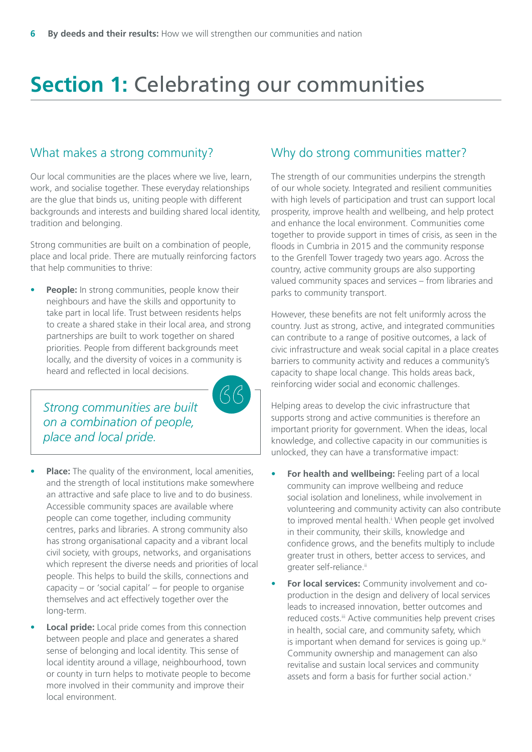# Section 1: Celebrating our communities

## What makes a strong community?

Our local communities are the places where we live, learn, work, and socialise together. These everyday relationships are the glue that binds us, uniting people with different backgrounds and interests and building shared local identity, tradition and belonging.

Strong communities are built on a combination of people, place and local pride. There are mutually reinforcing factors that help communities to thrive:

- **People:** In strong communities, people know their neighbours and have the skills and opportunity to take part in local life. Trust between residents helps to create a shared stake in their local area, and strong partnerships are built to work together on shared priorities. People from different backgrounds meet locally, and the diversity of voices in a community is heard and reflected in local decisions.

> *Strong communities are built on a combination of people, place and local pride.*

- **Place:** The quality of the environment, local amenities, and the strength of local institutions make somewhere an attractive and safe place to live and to do business. Accessible community spaces are available where people can come together, including community centres, parks and libraries. A strong community also has strong organisational capacity and a vibrant local civil society, with groups, networks, and organisations which represent the diverse needs and priorities of local people. This helps to build the skills, connections and capacity – or 'social capital' – for people to organise themselves and act effectively together over the long-term.
- **Local pride:** Local pride comes from this connection between people and place and generates a shared sense of belonging and local identity. This sense of local identity around a village, neighbourhood, town or county in turn helps to motivate people to become more involved in their community and improve their local environment.

## Why do strong communities matter?

The strength of our communities underpins the strength of our whole society. Integrated and resilient communities with high levels of participation and trust can support local prosperity, improve health and wellbeing, and help protect and enhance the local environment. Communities come together to provide support in times of crisis, as seen in the floods in Cumbria in 2015 and the community response to the Grenfell Tower tragedy two years ago. Across the country, active community groups are also supporting valued community spaces and services – from libraries and parks to community transport.

However, these benefits are not felt uniformly across the country. Just as strong, active, and integrated communities can contribute to a range of positive outcomes, a lack of civic infrastructure and weak social capital in a place creates barriers to community activity and reduces a community's capacity to shape local change. This holds areas back, reinforcing wider social and economic challenges.

Helping areas to develop the civic infrastructure that supports strong and active communities is therefore an important priority for government. When the ideas, local knowledge, and collective capacity in our communities is unlocked, they can have a transformative impact:

- **For health and wellbeing:** Feeling part of a local community can improve wellbeing and reduce social isolation and loneliness, while involvement in volunteering and community activity can also contribute to improved mental health.[i] When people get involved in their community, their skills, knowledge and confidence grows, and the benefits multiply to include greater trust in others, better access to services, and greater self-reliance.[ii]
- **For local services:** Community involvement and co-production in the design and delivery of local services leads to increased innovation, better outcomes and reduced costs.[iii] Active communities help prevent crises in health, social care, and community safety, which is important when demand for services is going up.[iv] Community ownership and management can also revitalise and sustain local services and community assets and form a basis for further social action.[v]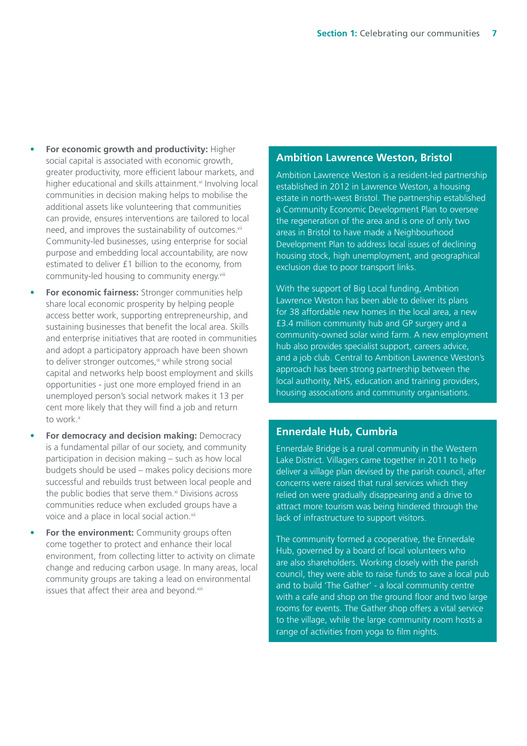- **For economic growth and productivity:** Higher social capital is associated with economic growth, greater productivity, more efficient labour markets, and higher educational and skills attainment.[vi] Involving local communities in decision making helps to mobilise the additional assets like volunteering that communities can provide, ensures interventions are tailored to local need, and improves the sustainability of outcomes.[vii] Community-led businesses, using enterprise for social purpose and embedding local accountability, are now estimated to deliver £1 billion to the economy, from community-led housing to community energy.[viii]
- **For economic fairness:** Stronger communities help share local economic prosperity by helping people access better work, supporting entrepreneurship, and sustaining businesses that benefit the local area. Skills and enterprise initiatives that are rooted in communities and adopt a participatory approach have been shown to deliver stronger outcomes,[ix] while strong social capital and networks help boost employment and skills opportunities - just one more employed friend in an unemployed person's social network makes it 13 per cent more likely that they will find a job and return to work.[x]
- **For democracy and decision making:** Democracy is a fundamental pillar of our society, and community participation in decision making – such as how local budgets should be used – makes policy decisions more successful and rebuilds trust between local people and the public bodies that serve them.[xi] Divisions across communities reduce when excluded groups have a voice and a place in local social action.[xii]
- **For the environment:** Community groups often come together to protect and enhance their local environment, from collecting litter to activity on climate change and reducing carbon usage. In many areas, local community groups are taking a lead on environmental issues that affect their area and beyond.[xiii]

### Ambition Lawrence Weston, Bristol

Ambition Lawrence Weston is a resident-led partnership established in 2012 in Lawrence Weston, a housing estate in north-west Bristol. The partnership established a Community Economic Development Plan to oversee the regeneration of the area and is one of only two areas in Bristol to have made a Neighbourhood Development Plan to address local issues of declining housing stock, high unemployment, and geographical exclusion due to poor transport links.

With the support of Big Local funding, Ambition Lawrence Weston has been able to deliver its plans for 38 affordable new homes in the local area, a new £3.4 million community hub and GP surgery and a community-owned solar wind farm. A new employment hub also provides specialist support, careers advice, and a job club. Central to Ambition Lawrence Weston's approach has been strong partnership between the local authority, NHS, education and training providers, housing associations and community organisations.

### Ennerdale Hub, Cumbria

Ennerdale Bridge is a rural community in the Western Lake District. Villagers came together in 2011 to help deliver a village plan devised by the parish council, after concerns were raised that rural services which they relied on were gradually disappearing and a drive to attract more tourism was being hindered through the lack of infrastructure to support visitors.

The community formed a cooperative, the Ennerdale Hub, governed by a board of local volunteers who are also shareholders. Working closely with the parish council, they were able to raise funds to save a local pub and to build 'The Gather' - a local community centre with a cafe and shop on the ground floor and two large rooms for events. The Gather shop offers a vital service to the village, while the large community room hosts a range of activities from yoga to film nights.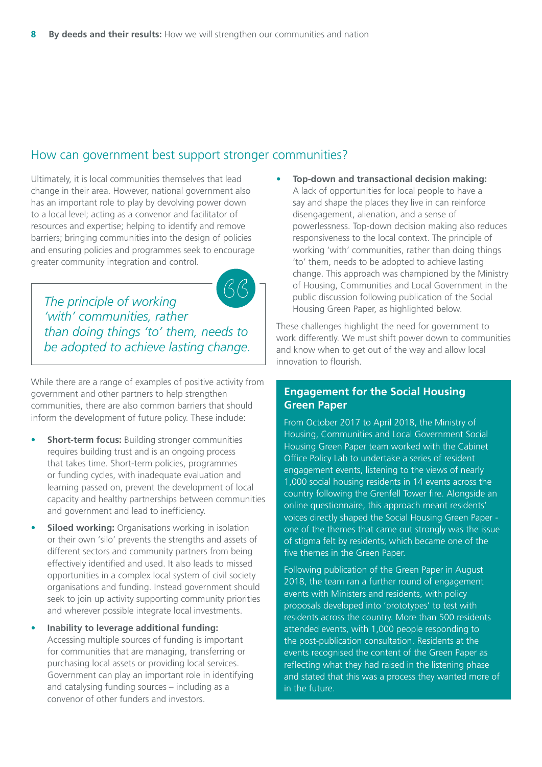## How can government best support stronger communities?

Ultimately, it is local communities themselves that lead change in their area. However, national government also has an important role to play by devolving power down to a local level; acting as a convenor and facilitator of resources and expertise; helping to identify and remove barriers; bringing communities into the design of policies and ensuring policies and programmes seek to encourage greater community integration and control.

> *The principle of working 'with' communities, rather than doing things 'to' them, needs to be adopted to achieve lasting change.*

While there are a range of examples of positive activity from government and other partners to help strengthen communities, there are also common barriers that should inform the development of future policy. These include:

- **Short-term focus:** Building stronger communities requires building trust and is an ongoing process that takes time. Short-term policies, programmes or funding cycles, with inadequate evaluation and learning passed on, prevent the development of local capacity and healthy partnerships between communities and government and lead to inefficiency.
- **Siloed working:** Organisations working in isolation or their own 'silo' prevents the strengths and assets of different sectors and community partners from being effectively identified and used. It also leads to missed opportunities in a complex local system of civil society organisations and funding. Instead government should seek to join up activity supporting community priorities and wherever possible integrate local investments.
- **Inability to leverage additional funding:** Accessing multiple sources of funding is important for communities that are managing, transferring or purchasing local assets or providing local services. Government can play an important role in identifying and catalysing funding sources – including as a convenor of other funders and investors.
- **Top-down and transactional decision making:** A lack of opportunities for local people to have a say and shape the places they live in can reinforce disengagement, alienation, and a sense of powerlessness. Top-down decision making also reduces responsiveness to the local context. The principle of working 'with' communities, rather than doing things 'to' them, needs to be adopted to achieve lasting change. This approach was championed by the Ministry of Housing, Communities and Local Government in the public discussion following publication of the Social Housing Green Paper, as highlighted below.

These challenges highlight the need for government to work differently. We must shift power down to communities and know when to get out of the way and allow local innovation to flourish.

### Engagement for the Social Housing Green Paper

From October 2017 to April 2018, the Ministry of Housing, Communities and Local Government Social Housing Green Paper team worked with the Cabinet Office Policy Lab to undertake a series of resident engagement events, listening to the views of nearly 1,000 social housing residents in 14 events across the country following the Grenfell Tower fire. Alongside an online questionnaire, this approach meant residents' voices directly shaped the Social Housing Green Paper - one of the themes that came out strongly was the issue of stigma felt by residents, which became one of the five themes in the Green Paper.

Following publication of the Green Paper in August 2018, the team ran a further round of engagement events with Ministers and residents, with policy proposals developed into 'prototypes' to test with residents across the country. More than 500 residents attended events, with 1,000 people responding to the post-publication consultation. Residents at the events recognised the content of the Green Paper as reflecting what they had raised in the listening phase and stated that this was a process they wanted more of in the future.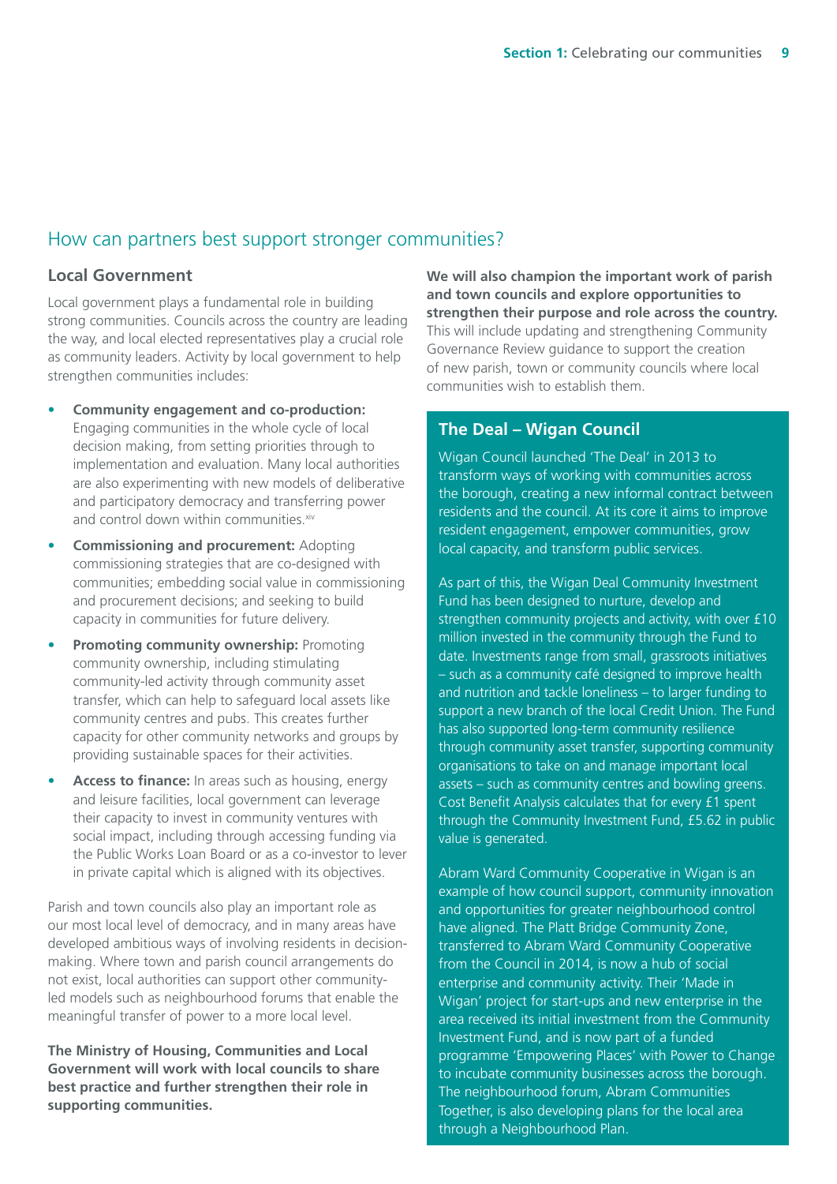## How can partners best support stronger communities?

### Local Government

Local government plays a fundamental role in building strong communities. Councils across the country are leading the way, and local elected representatives play a crucial role as community leaders. Activity by local government to help strengthen communities includes:

- **Community engagement and co-production:** Engaging communities in the whole cycle of local decision making, from setting priorities through to implementation and evaluation. Many local authorities are also experimenting with new models of deliberative and participatory democracy and transferring power and control down within communities.[xiv]
- **Commissioning and procurement:** Adopting commissioning strategies that are co-designed with communities; embedding social value in commissioning and procurement decisions; and seeking to build capacity in communities for future delivery.
- **Promoting community ownership:** Promoting community ownership, including stimulating community-led activity through community asset transfer, which can help to safeguard local assets like community centres and pubs. This creates further capacity for other community networks and groups by providing sustainable spaces for their activities.
- **Access to finance:** In areas such as housing, energy and leisure facilities, local government can leverage their capacity to invest in community ventures with social impact, including through accessing funding via the Public Works Loan Board or as a co-investor to lever in private capital which is aligned with its objectives.

Parish and town councils also play an important role as our most local level of democracy, and in many areas have developed ambitious ways of involving residents in decision-making. Where town and parish council arrangements do not exist, local authorities can support other community-led models such as neighbourhood forums that enable the meaningful transfer of power to a more local level.

**The Ministry of Housing, Communities and Local Government will work with local councils to share best practice and further strengthen their role in supporting communities.**

**We will also champion the important work of parish and town councils and explore opportunities to strengthen their purpose and role across the country.** This will include updating and strengthening Community Governance Review guidance to support the creation of new parish, town or community councils where local communities wish to establish them.

### The Deal – Wigan Council

Wigan Council launched 'The Deal' in 2013 to transform ways of working with communities across the borough, creating a new informal contract between residents and the council. At its core it aims to improve resident engagement, empower communities, grow local capacity, and transform public services.

As part of this, the Wigan Deal Community Investment Fund has been designed to nurture, develop and strengthen community projects and activity, with over £10 million invested in the community through the Fund to date. Investments range from small, grassroots initiatives – such as a community café designed to improve health and nutrition and tackle loneliness – to larger funding to support a new branch of the local Credit Union. The Fund has also supported long-term community resilience through community asset transfer, supporting community organisations to take on and manage important local assets – such as community centres and bowling greens. Cost Benefit Analysis calculates that for every £1 spent through the Community Investment Fund, £5.62 in public value is generated.

Abram Ward Community Cooperative in Wigan is an example of how council support, community innovation and opportunities for greater neighbourhood control have aligned. The Platt Bridge Community Zone, transferred to Abram Ward Community Cooperative from the Council in 2014, is now a hub of social enterprise and community activity. Their 'Made in Wigan' project for start-ups and new enterprise in the area received its initial investment from the Community Investment Fund, and is now part of a funded programme 'Empowering Places' with Power to Change to incubate community businesses across the borough. The neighbourhood forum, Abram Communities Together, is also developing plans for the local area through a Neighbourhood Plan.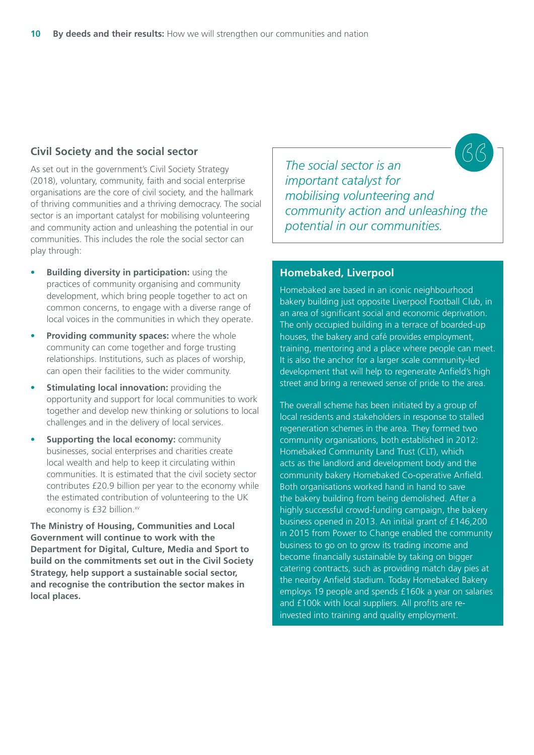## Civil Society and the social sector

As set out in the government's Civil Society Strategy (2018), voluntary, community, faith and social enterprise organisations are the core of civil society, and the hallmark of thriving communities and a thriving democracy. The social sector is an important catalyst for mobilising volunteering and community action and unleashing the potential in our communities. This includes the role the social sector can play through:

- **Building diversity in participation:** using the practices of community organising and community development, which bring people together to act on common concerns, to engage with a diverse range of local voices in the communities in which they operate.
- **Providing community spaces:** where the whole community can come together and forge trusting relationships. Institutions, such as places of worship, can open their facilities to the wider community.
- **Stimulating local innovation:** providing the opportunity and support for local communities to work together and develop new thinking or solutions to local challenges and in the delivery of local services.
- **Supporting the local economy:** community businesses, social enterprises and charities create local wealth and help to keep it circulating within communities. It is estimated that the civil society sector contributes £20.9 billion per year to the economy while the estimated contribution of volunteering to the UK economy is £32 billion.[xv]

**The Ministry of Housing, Communities and Local Government will continue to work with the Department for Digital, Culture, Media and Sport to build on the commitments set out in the Civil Society Strategy, help support a sustainable social sector, and recognise the contribution the sector makes in local places.**

> *The social sector is an important catalyst for mobilising volunteering and community action and unleashing the potential in our communities.*

### Homebaked, Liverpool

Homebaked are based in an iconic neighbourhood bakery building just opposite Liverpool Football Club, in an area of significant social and economic deprivation. The only occupied building in a terrace of boarded-up houses, the bakery and café provides employment, training, mentoring and a place where people can meet. It is also the anchor for a larger scale community-led development that will help to regenerate Anfield's high street and bring a renewed sense of pride to the area.

The overall scheme has been initiated by a group of local residents and stakeholders in response to stalled regeneration schemes in the area. They formed two community organisations, both established in 2012: Homebaked Community Land Trust (CLT), which acts as the landlord and development body and the community bakery Homebaked Co-operative Anfield. Both organisations worked hand in hand to save the bakery building from being demolished. After a highly successful crowd-funding campaign, the bakery business opened in 2013. An initial grant of £146,200 in 2015 from Power to Change enabled the community business to go on to grow its trading income and become financially sustainable by taking on bigger catering contracts, such as providing match day pies at the nearby Anfield stadium. Today Homebaked Bakery employs 19 people and spends £160k a year on salaries and £100k with local suppliers. All profits are re-invested into training and quality employment.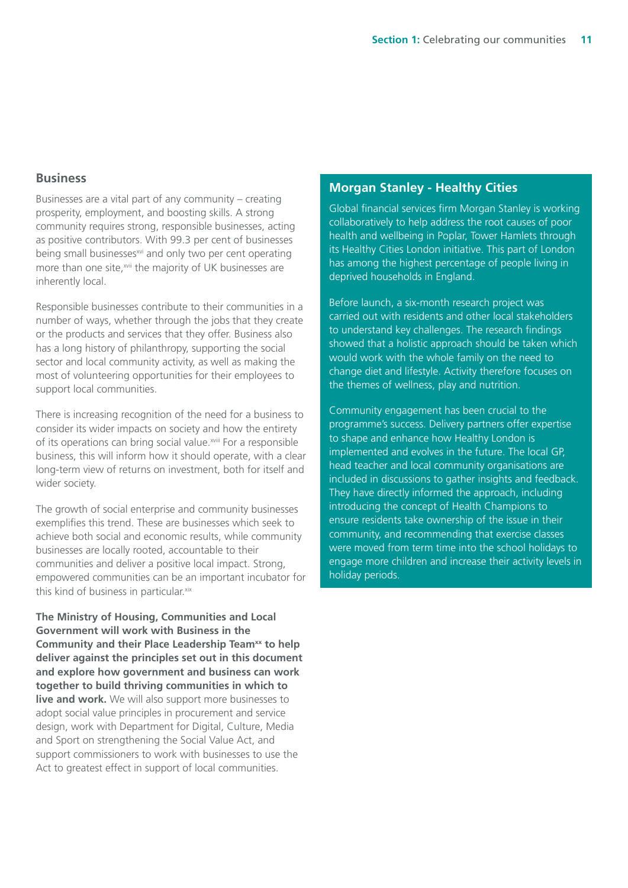## Business

Businesses are a vital part of any community – creating prosperity, employment, and boosting skills. A strong community requires strong, responsible businesses, acting as positive contributors. With 99.3 per cent of businesses being small businesses[xvi] and only two per cent operating more than one site,[xvii] the majority of UK businesses are inherently local.

Responsible businesses contribute to their communities in a number of ways, whether through the jobs that they create or the products and services that they offer. Business also has a long history of philanthropy, supporting the social sector and local community activity, as well as making the most of volunteering opportunities for their employees to support local communities.

There is increasing recognition of the need for a business to consider its wider impacts on society and how the entirety of its operations can bring social value.[xviii] For a responsible business, this will inform how it should operate, with a clear long-term view of returns on investment, both for itself and wider society.

The growth of social enterprise and community businesses exemplifies this trend. These are businesses which seek to achieve both social and economic results, while community businesses are locally rooted, accountable to their communities and deliver a positive local impact. Strong, empowered communities can be an important incubator for this kind of business in particular.[xix]

**The Ministry of Housing, Communities and Local Government will work with Business in the Community and their Place Leadership Team[xx] to help deliver against the principles set out in this document and explore how government and business can work together to build thriving communities in which to live and work.** We will also support more businesses to adopt social value principles in procurement and service design, work with Department for Digital, Culture, Media and Sport on strengthening the Social Value Act, and support commissioners to work with businesses to use the Act to greatest effect in support of local communities.

### Morgan Stanley - Healthy Cities

Global financial services firm Morgan Stanley is working collaboratively to help address the root causes of poor health and wellbeing in Poplar, Tower Hamlets through its Healthy Cities London initiative. This part of London has among the highest percentage of people living in deprived households in England.

Before launch, a six-month research project was carried out with residents and other local stakeholders to understand key challenges. The research findings showed that a holistic approach should be taken which would work with the whole family on the need to change diet and lifestyle. Activity therefore focuses on the themes of wellness, play and nutrition.

Community engagement has been crucial to the programme's success. Delivery partners offer expertise to shape and enhance how Healthy London is implemented and evolves in the future. The local GP, head teacher and local community organisations are included in discussions to gather insights and feedback. They have directly informed the approach, including introducing the concept of Health Champions to ensure residents take ownership of the issue in their community, and recommending that exercise classes were moved from term time into the school holidays to engage more children and increase their activity levels in holiday periods.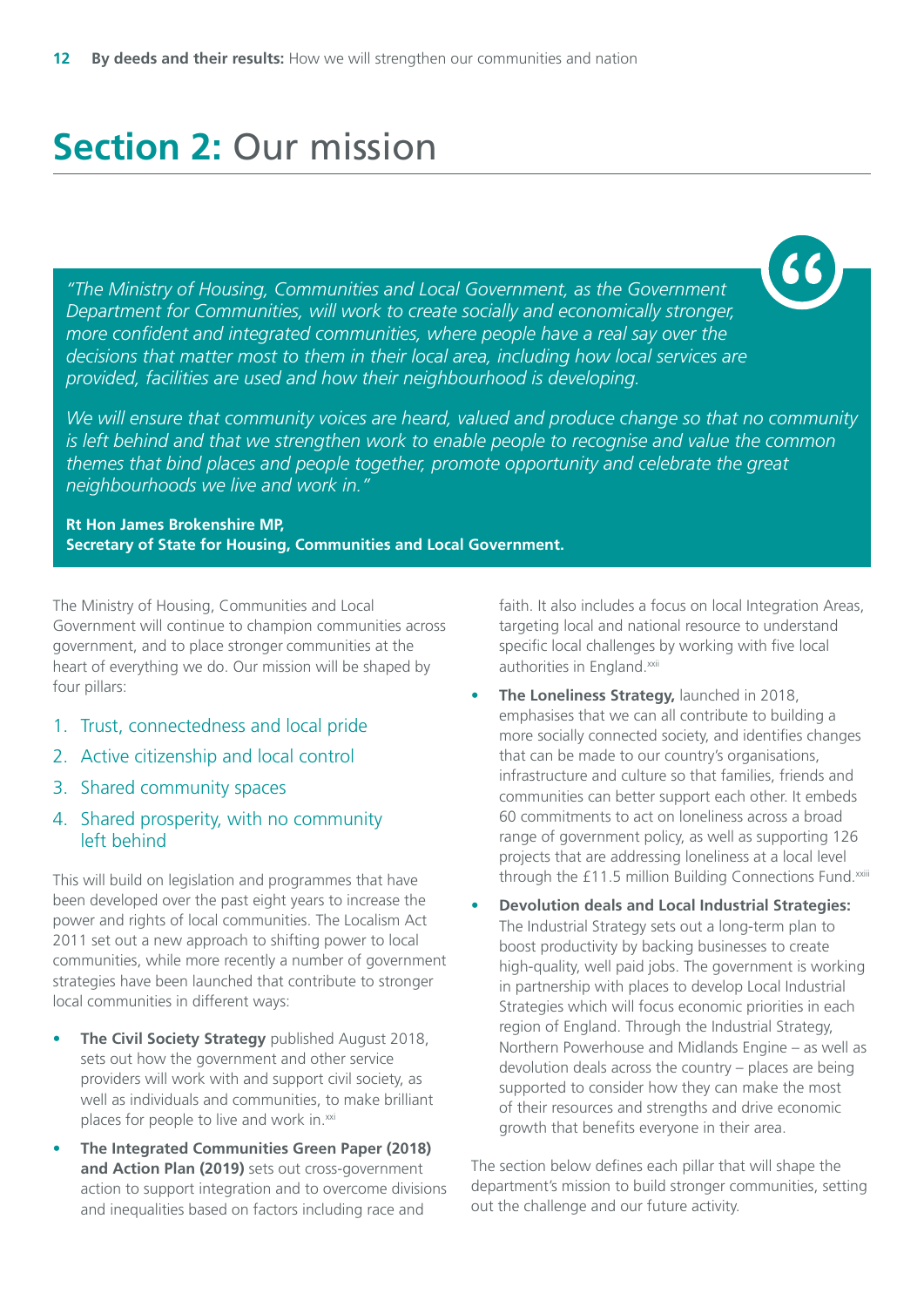# Section 2: Our mission

> *"The Ministry of Housing, Communities and Local Government, as the Government Department for Communities, will work to create socially and economically stronger, more confident and integrated communities, where people have a real say over the decisions that matter most to them in their local area, including how local services are provided, facilities are used and how their neighbourhood is developing.*
>
> *We will ensure that community voices are heard, valued and produce change so that no community is left behind and that we strengthen work to enable people to recognise and value the common themes that bind places and people together, promote opportunity and celebrate the great neighbourhoods we live and work in."*
>
> **Rt Hon James Brokenshire MP,**
> **Secretary of State for Housing, Communities and Local Government.**

The Ministry of Housing, Communities and Local Government will continue to champion communities across government, and to place stronger communities at the heart of everything we do. Our mission will be shaped by four pillars:

1. Trust, connectedness and local pride
2. Active citizenship and local control
3. Shared community spaces
4. Shared prosperity, with no community left behind

This will build on legislation and programmes that have been developed over the past eight years to increase the power and rights of local communities. The Localism Act 2011 set out a new approach to shifting power to local communities, while more recently a number of government strategies have been launched that contribute to stronger local communities in different ways:

- **The Civil Society Strategy** published August 2018, sets out how the government and other service providers will work with and support civil society, as well as individuals and communities, to make brilliant places for people to live and work in.[xxi]
- **The Integrated Communities Green Paper (2018) and Action Plan (2019)** sets out cross-government action to support integration and to overcome divisions and inequalities based on factors including race and faith. It also includes a focus on local Integration Areas, targeting local and national resource to understand specific local challenges by working with five local authorities in England.[xxii]
- **The Loneliness Strategy,** launched in 2018, emphasises that we can all contribute to building a more socially connected society, and identifies changes that can be made to our country's organisations, infrastructure and culture so that families, friends and communities can better support each other. It embeds 60 commitments to act on loneliness across a broad range of government policy, as well as supporting 126 projects that are addressing loneliness at a local level through the £11.5 million Building Connections Fund.[xxiii]
- **Devolution deals and Local Industrial Strategies:** The Industrial Strategy sets out a long-term plan to boost productivity by backing businesses to create high-quality, well paid jobs. The government is working in partnership with places to develop Local Industrial Strategies which will focus economic priorities in each region of England. Through the Industrial Strategy, Northern Powerhouse and Midlands Engine – as well as devolution deals across the country – places are being supported to consider how they can make the most of their resources and strengths and drive economic growth that benefits everyone in their area.

The section below defines each pillar that will shape the department's mission to build stronger communities, setting out the challenge and our future activity.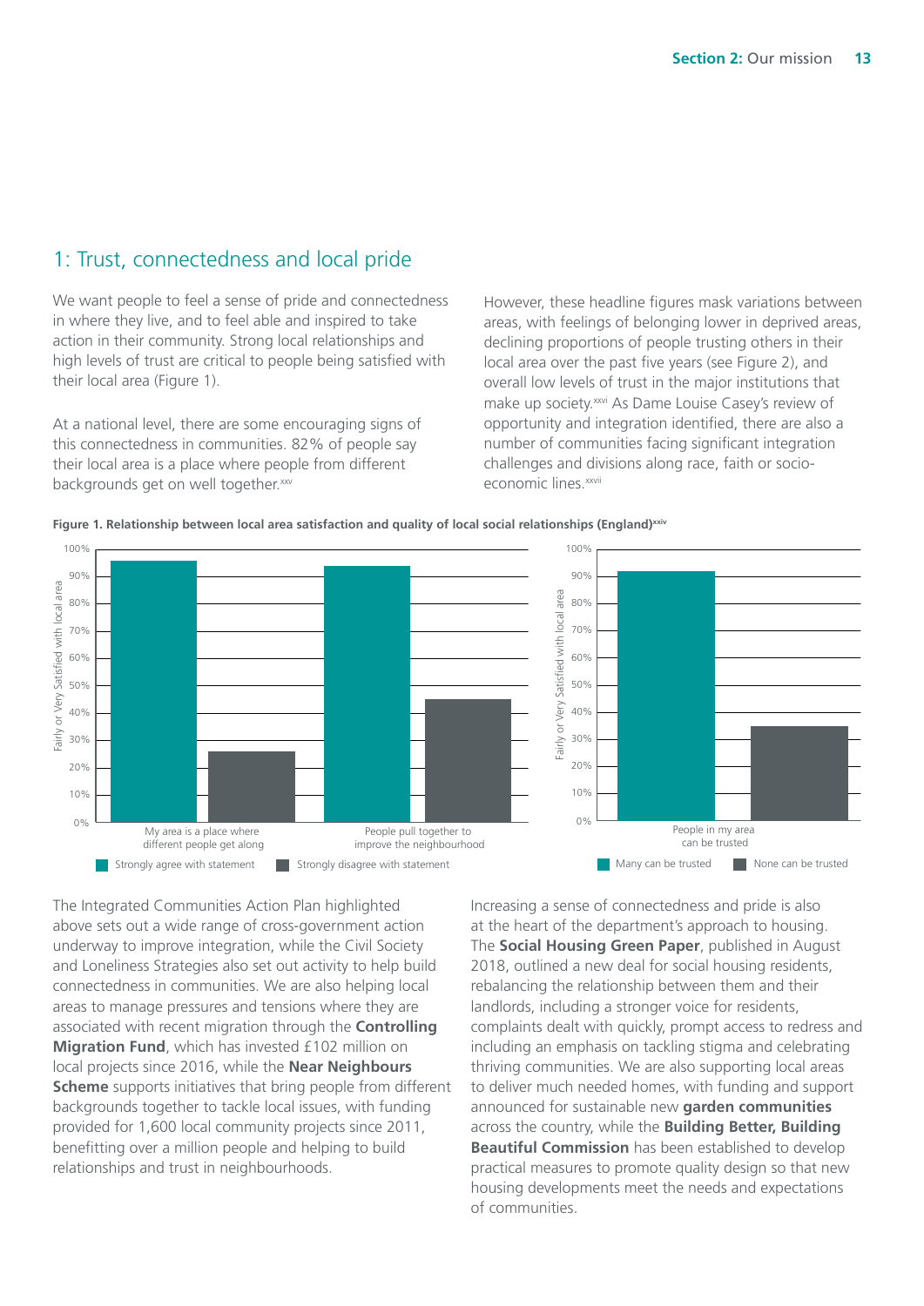## 1: Trust, connectedness and local pride

We want people to feel a sense of pride and connectedness in where they live, and to feel able and inspired to take action in their community. Strong local relationships and high levels of trust are critical to people being satisfied with their local area (Figure 1).

At a national level, there are some encouraging signs of this connectedness in communities. 82% of people say their local area is a place where people from different backgrounds get on well together.[xxv]

However, these headline figures mask variations between areas, with feelings of belonging lower in deprived areas, declining proportions of people trusting others in their local area over the past five years (see Figure 2), and overall low levels of trust in the major institutions that make up society.[xxvi] As Dame Louise Casey's review of opportunity and integration identified, there are also a number of communities facing significant integration challenges and divisions along race, faith or socio-economic lines.[xxvii]

**Figure 1. Relationship between local area satisfaction and quality of local social relationships (England)[xxiv]**

The Integrated Communities Action Plan highlighted above sets out a wide range of cross-government action underway to improve integration, while the Civil Society and Loneliness Strategies also set out activity to help build connectedness in communities. We are also helping local areas to manage pressures and tensions where they are associated with recent migration through the **Controlling Migration Fund**, which has invested £102 million on local projects since 2016, while the **Near Neighbours Scheme** supports initiatives that bring people from different backgrounds together to tackle local issues, with funding provided for 1,600 local community projects since 2011, benefitting over a million people and helping to build relationships and trust in neighbourhoods.

Increasing a sense of connectedness and pride is also at the heart of the department's approach to housing. The **Social Housing Green Paper**, published in August 2018, outlined a new deal for social housing residents, rebalancing the relationship between them and their landlords, including a stronger voice for residents, complaints dealt with quickly, prompt access to redress and including an emphasis on tackling stigma and celebrating thriving communities. We are also supporting local areas to deliver much needed homes, with funding and support announced for sustainable new **garden communities** across the country, while the **Building Better, Building Beautiful Commission** has been established to develop practical measures to promote quality design so that new housing developments meet the needs and expectations of communities.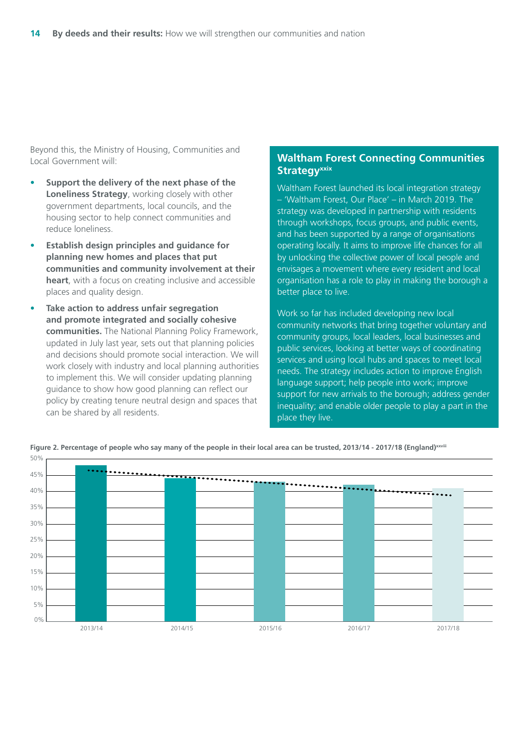Beyond this, the Ministry of Housing, Communities and Local Government will:

- **Support the delivery of the next phase of the Loneliness Strategy**, working closely with other government departments, local councils, and the housing sector to help connect communities and reduce loneliness.
- **Establish design principles and guidance for planning new homes and places that put communities and community involvement at their heart**, with a focus on creating inclusive and accessible places and quality design.
- **Take action to address unfair segregation and promote integrated and socially cohesive communities.** The National Planning Policy Framework, updated in July last year, sets out that planning policies and decisions should promote social interaction. We will work closely with industry and local planning authorities to implement this. We will consider updating planning guidance to show how good planning can reflect our policy by creating tenure neutral design and spaces that can be shared by all residents.

## Waltham Forest Connecting Communities Strategy[xxix]

Waltham Forest launched its local integration strategy – 'Waltham Forest, Our Place' – in March 2019. The strategy was developed in partnership with residents through workshops, focus groups, and public events, and has been supported by a range of organisations operating locally. It aims to improve life chances for all by unlocking the collective power of local people and envisages a movement where every resident and local organisation has a role to play in making the borough a better place to live.

Work so far has included developing new local community networks that bring together voluntary and community groups, local leaders, local businesses and public services, looking at better ways of coordinating services and using local hubs and spaces to meet local needs. The strategy includes action to improve English language support; help people into work; improve support for new arrivals to the borough; address gender inequality; and enable older people to play a part in the place they live.

**Figure 2. Percentage of people who say many of the people in their local area can be trusted, 2013/14 - 2017/18 (England)[xxviii]**

| Year | Percentage |
|---|---|
| 2013/14 | ~48% |
| 2014/15 | ~44% |
| 2015/16 | ~43% |
| 2016/17 | ~42% |
| 2017/18 | ~41% |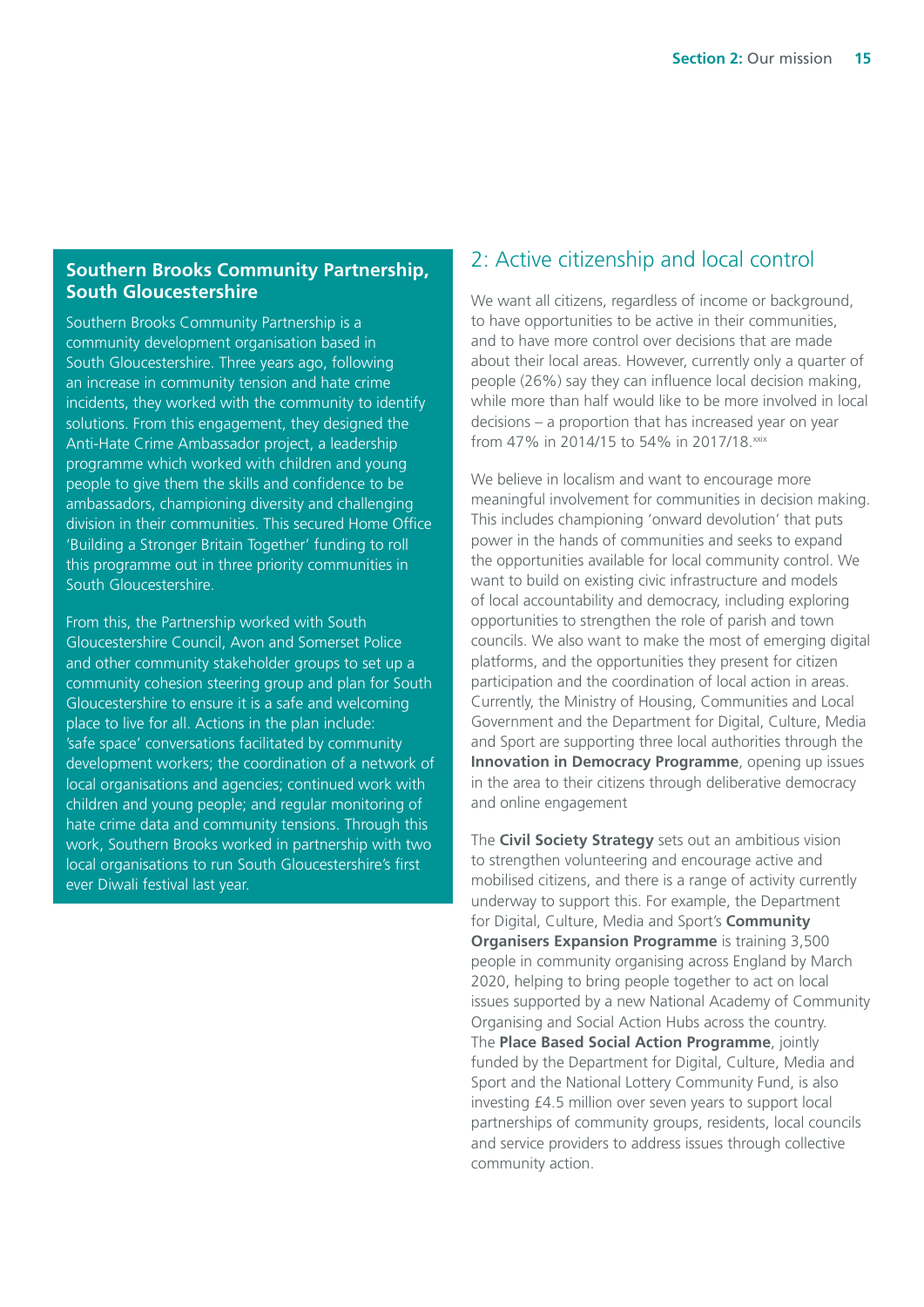### Southern Brooks Community Partnership, South Gloucestershire

Southern Brooks Community Partnership is a community development organisation based in South Gloucestershire. Three years ago, following an increase in community tension and hate crime incidents, they worked with the community to identify solutions. From this engagement, they designed the Anti-Hate Crime Ambassador project, a leadership programme which worked with children and young people to give them the skills and confidence to be ambassadors, championing diversity and challenging division in their communities. This secured Home Office 'Building a Stronger Britain Together' funding to roll this programme out in three priority communities in South Gloucestershire.

From this, the Partnership worked with South Gloucestershire Council, Avon and Somerset Police and other community stakeholder groups to set up a community cohesion steering group and plan for South Gloucestershire to ensure it is a safe and welcoming place to live for all. Actions in the plan include: 'safe space' conversations facilitated by community development workers; the coordination of a network of local organisations and agencies; continued work with children and young people; and regular monitoring of hate crime data and community tensions. Through this work, Southern Brooks worked in partnership with two local organisations to run South Gloucestershire's first ever Diwali festival last year.

## 2: Active citizenship and local control

We want all citizens, regardless of income or background, to have opportunities to be active in their communities, and to have more control over decisions that are made about their local areas. However, currently only a quarter of people (26%) say they can influence local decision making, while more than half would like to be more involved in local decisions – a proportion that has increased year on year from 47% in 2014/15 to 54% in 2017/18.[xxix]

We believe in localism and want to encourage more meaningful involvement for communities in decision making. This includes championing 'onward devolution' that puts power in the hands of communities and seeks to expand the opportunities available for local community control. We want to build on existing civic infrastructure and models of local accountability and democracy, including exploring opportunities to strengthen the role of parish and town councils. We also want to make the most of emerging digital platforms, and the opportunities they present for citizen participation and the coordination of local action in areas. Currently, the Ministry of Housing, Communities and Local Government and the Department for Digital, Culture, Media and Sport are supporting three local authorities through the **Innovation in Democracy Programme**, opening up issues in the area to their citizens through deliberative democracy and online engagement

The **Civil Society Strategy** sets out an ambitious vision to strengthen volunteering and encourage active and mobilised citizens, and there is a range of activity currently underway to support this. For example, the Department for Digital, Culture, Media and Sport's **Community Organisers Expansion Programme** is training 3,500 people in community organising across England by March 2020, helping to bring people together to act on local issues supported by a new National Academy of Community Organising and Social Action Hubs across the country. The **Place Based Social Action Programme**, jointly funded by the Department for Digital, Culture, Media and Sport and the National Lottery Community Fund, is also investing £4.5 million over seven years to support local partnerships of community groups, residents, local councils and service providers to address issues through collective community action.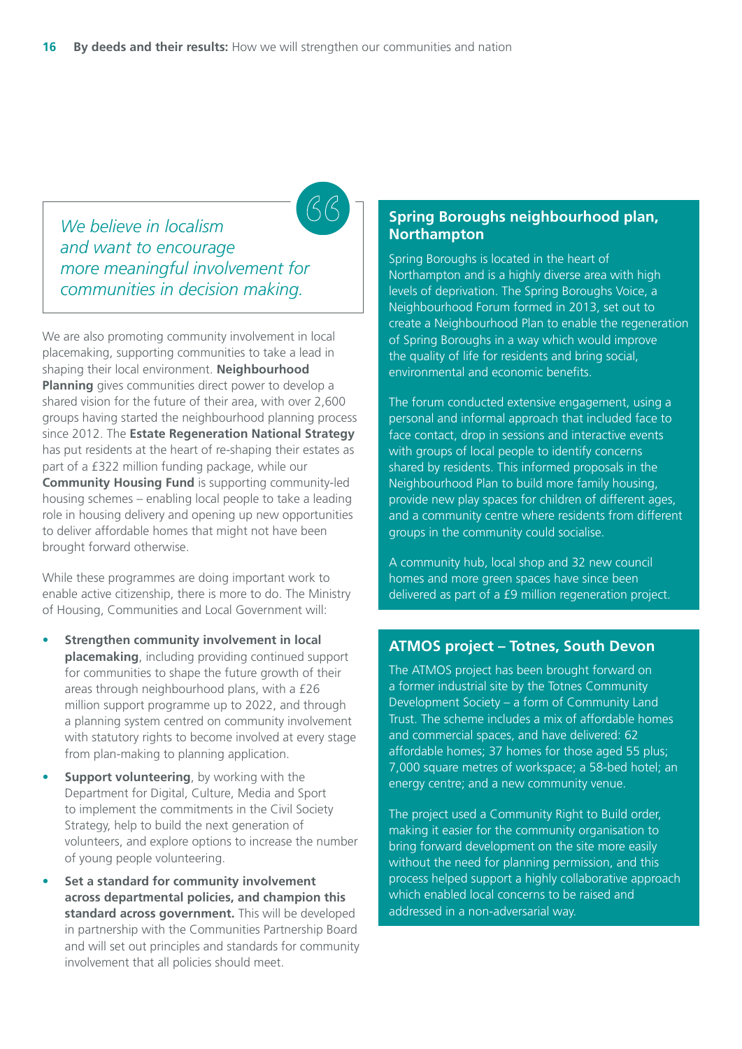> *We believe in localism and want to encourage more meaningful involvement for communities in decision making.*

We are also promoting community involvement in local placemaking, supporting communities to take a lead in shaping their local environment. **Neighbourhood Planning** gives communities direct power to develop a shared vision for the future of their area, with over 2,600 groups having started the neighbourhood planning process since 2012. The **Estate Regeneration National Strategy** has put residents at the heart of re-shaping their estates as part of a £322 million funding package, while our **Community Housing Fund** is supporting community-led housing schemes – enabling local people to take a leading role in housing delivery and opening up new opportunities to deliver affordable homes that might not have been brought forward otherwise.

While these programmes are doing important work to enable active citizenship, there is more to do. The Ministry of Housing, Communities and Local Government will:

- **Strengthen community involvement in local placemaking**, including providing continued support for communities to shape the future growth of their areas through neighbourhood plans, with a £26 million support programme up to 2022, and through a planning system centred on community involvement with statutory rights to become involved at every stage from plan-making to planning application.
- **Support volunteering**, by working with the Department for Digital, Culture, Media and Sport to implement the commitments in the Civil Society Strategy, help to build the next generation of volunteers, and explore options to increase the number of young people volunteering.
- **Set a standard for community involvement across departmental policies, and champion this standard across government.** This will be developed in partnership with the Communities Partnership Board and will set out principles and standards for community involvement that all policies should meet.

## Spring Boroughs neighbourhood plan, Northampton

Spring Boroughs is located in the heart of Northampton and is a highly diverse area with high levels of deprivation. The Spring Boroughs Voice, a Neighbourhood Forum formed in 2013, set out to create a Neighbourhood Plan to enable the regeneration of Spring Boroughs in a way which would improve the quality of life for residents and bring social, environmental and economic benefits.

The forum conducted extensive engagement, using a personal and informal approach that included face to face contact, drop in sessions and interactive events with groups of local people to identify concerns shared by residents. This informed proposals in the Neighbourhood Plan to build more family housing, provide new play spaces for children of different ages, and a community centre where residents from different groups in the community could socialise.

A community hub, local shop and 32 new council homes and more green spaces have since been delivered as part of a £9 million regeneration project.

## ATMOS project – Totnes, South Devon

The ATMOS project has been brought forward on a former industrial site by the Totnes Community Development Society – a form of Community Land Trust. The scheme includes a mix of affordable homes and commercial spaces, and have delivered: 62 affordable homes; 37 homes for those aged 55 plus; 7,000 square metres of workspace; a 58-bed hotel; an energy centre; and a new community venue.

The project used a Community Right to Build order, making it easier for the community organisation to bring forward development on the site more easily without the need for planning permission, and this process helped support a highly collaborative approach which enabled local concerns to be raised and addressed in a non-adversarial way.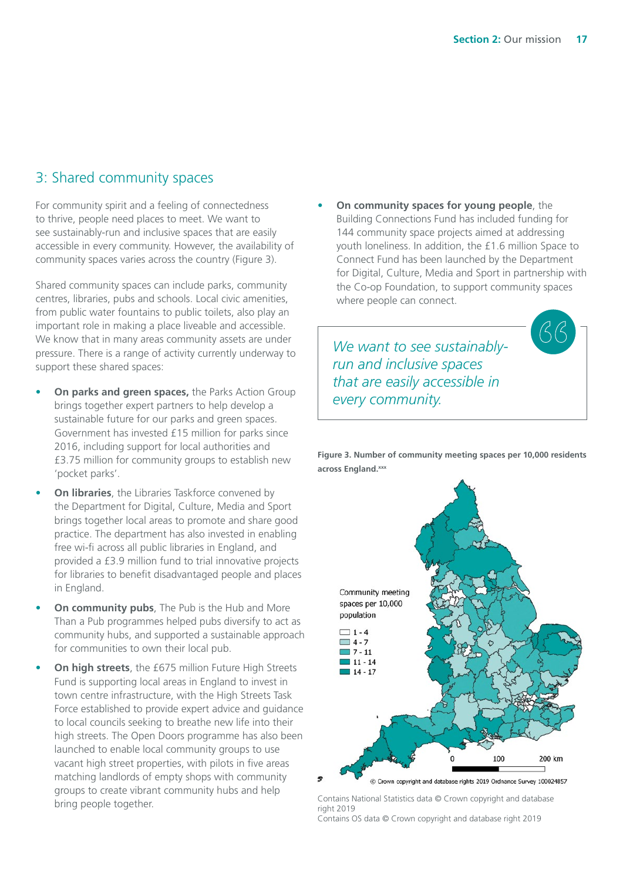## 3: Shared community spaces

For community spirit and a feeling of connectedness to thrive, people need places to meet. We want to see sustainably-run and inclusive spaces that are easily accessible in every community. However, the availability of community spaces varies across the country (Figure 3).

Shared community spaces can include parks, community centres, libraries, pubs and schools. Local civic amenities, from public water fountains to public toilets, also play an important role in making a place liveable and accessible. We know that in many areas community assets are under pressure. There is a range of activity currently underway to support these shared spaces:

- **On parks and green spaces,** the Parks Action Group brings together expert partners to help develop a sustainable future for our parks and green spaces. Government has invested £15 million for parks since 2016, including support for local authorities and £3.75 million for community groups to establish new 'pocket parks'.
- **On libraries**, the Libraries Taskforce convened by the Department for Digital, Culture, Media and Sport brings together local areas to promote and share good practice. The department has also invested in enabling free wi-fi across all public libraries in England, and provided a £3.9 million fund to trial innovative projects for libraries to benefit disadvantaged people and places in England.
- **On community pubs**, The Pub is the Hub and More Than a Pub programmes helped pubs diversify to act as community hubs, and supported a sustainable approach for communities to own their local pub.
- **On high streets**, the £675 million Future High Streets Fund is supporting local areas in England to invest in town centre infrastructure, with the High Streets Task Force established to provide expert advice and guidance to local councils seeking to breathe new life into their high streets. The Open Doors programme has also been launched to enable local community groups to use vacant high street properties, with pilots in five areas matching landlords of empty shops with community groups to create vibrant community hubs and help bring people together.
- **On community spaces for young people**, the Building Connections Fund has included funding for 144 community space projects aimed at addressing youth loneliness. In addition, the £1.6 million Space to Connect Fund has been launched by the Department for Digital, Culture, Media and Sport in partnership with the Co-op Foundation, to support community spaces where people can connect.

> *We want to see sustainably-run and inclusive spaces that are easily accessible in every community.*

**Figure 3. Number of community meeting spaces per 10,000 residents across England.**[xxx]

Community meeting spaces per 10,000 population

- 1 - 4
- 4 - 7
- 7 - 11
- 11 - 14
- 14 - 17

0 100 200 km

© Crown copyright and database rights 2019 Ordnance Survey 100024857

Contains National Statistics data © Crown copyright and database right 2019
Contains OS data © Crown copyright and database right 2019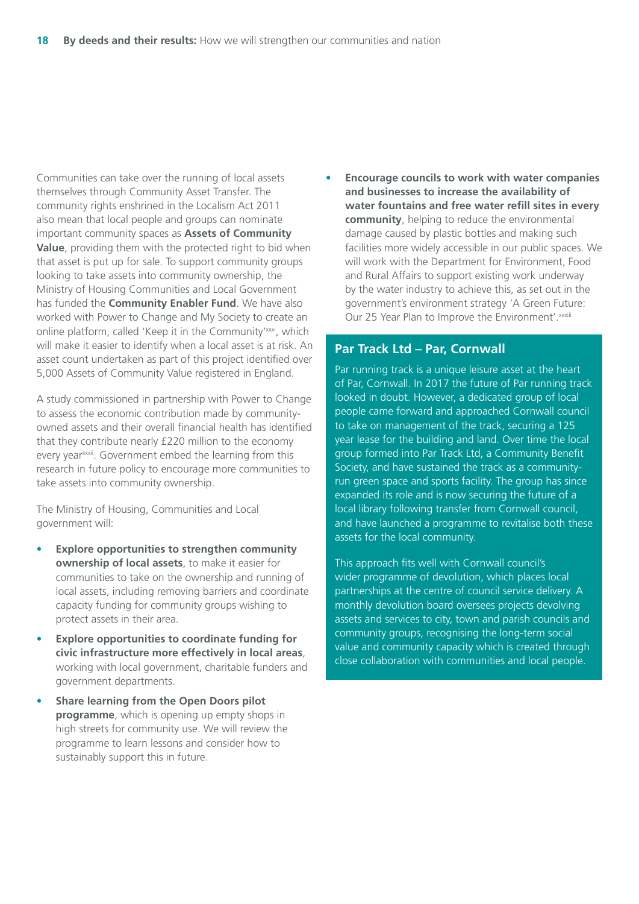Communities can take over the running of local assets themselves through Community Asset Transfer. The community rights enshrined in the Localism Act 2011 also mean that local people and groups can nominate important community spaces as **Assets of Community Value**, providing them with the protected right to bid when that asset is put up for sale. To support community groups looking to take assets into community ownership, the Ministry of Housing Communities and Local Government has funded the **Community Enabler Fund**. We have also worked with Power to Change and My Society to create an online platform, called 'Keep it in the Community'[xxxi], which will make it easier to identify when a local asset is at risk. An asset count undertaken as part of this project identified over 5,000 Assets of Community Value registered in England.

A study commissioned in partnership with Power to Change to assess the economic contribution made by community-owned assets and their overall financial health has identified that they contribute nearly £220 million to the economy every year[xxxii]. Government embed the learning from this research in future policy to encourage more communities to take assets into community ownership.

The Ministry of Housing, Communities and Local government will:

- **Explore opportunities to strengthen community ownership of local assets**, to make it easier for communities to take on the ownership and running of local assets, including removing barriers and coordinate capacity funding for community groups wishing to protect assets in their area.
- **Explore opportunities to coordinate funding for civic infrastructure more effectively in local areas**, working with local government, charitable funders and government departments.
- **Share learning from the Open Doors pilot programme**, which is opening up empty shops in high streets for community use. We will review the programme to learn lessons and consider how to sustainably support this in future.
- **Encourage councils to work with water companies and businesses to increase the availability of water fountains and free water refill sites in every community**, helping to reduce the environmental damage caused by plastic bottles and making such facilities more widely accessible in our public spaces. We will work with the Department for Environment, Food and Rural Affairs to support existing work underway by the water industry to achieve this, as set out in the government's environment strategy 'A Green Future: Our 25 Year Plan to Improve the Environment'.[xxxiii]

## Par Track Ltd – Par, Cornwall

Par running track is a unique leisure asset at the heart of Par, Cornwall. In 2017 the future of Par running track looked in doubt. However, a dedicated group of local people came forward and approached Cornwall council to take on management of the track, securing a 125 year lease for the building and land. Over time the local group formed into Par Track Ltd, a Community Benefit Society, and have sustained the track as a community-run green space and sports facility. The group has since expanded its role and is now securing the future of a local library following transfer from Cornwall council, and have launched a programme to revitalise both these assets for the local community.

This approach fits well with Cornwall council's wider programme of devolution, which places local partnerships at the centre of council service delivery. A monthly devolution board oversees projects devolving assets and services to city, town and parish councils and community groups, recognising the long-term social value and community capacity which is created through close collaboration with communities and local people.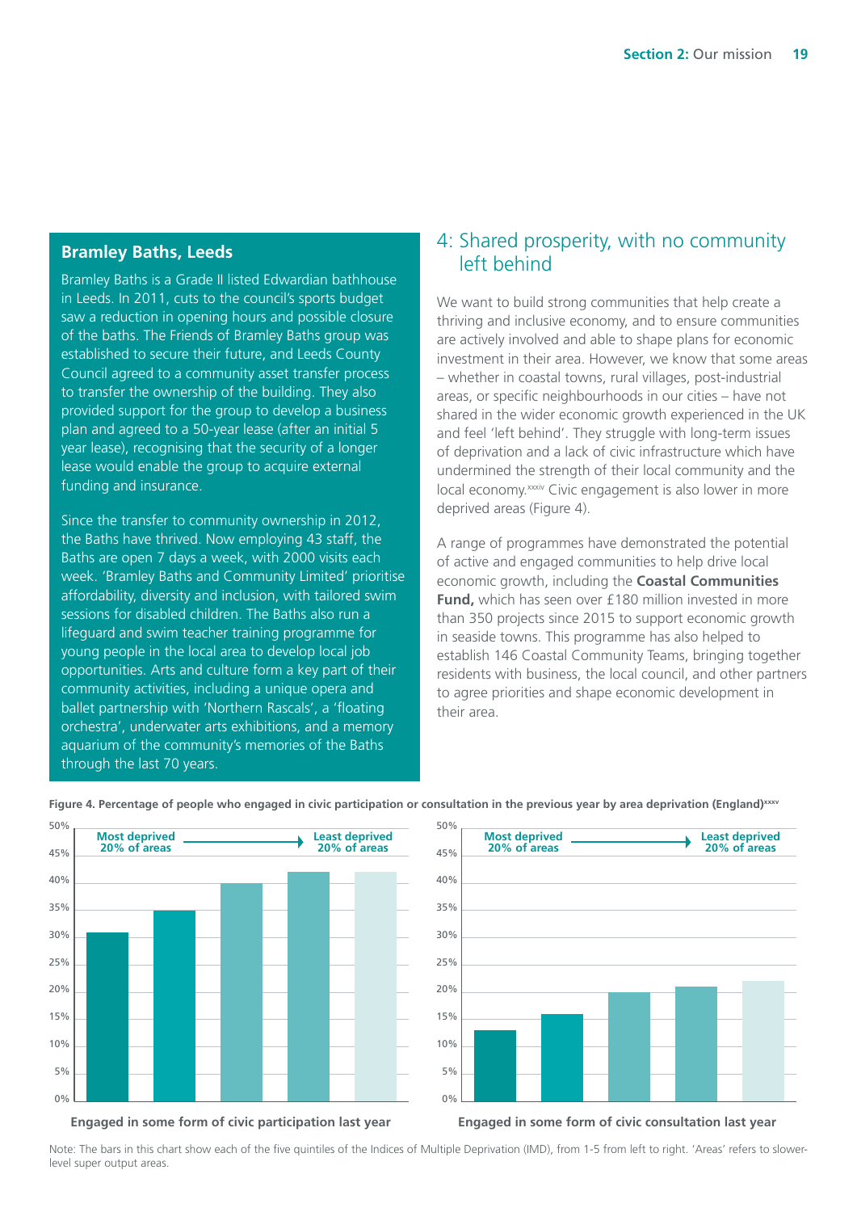## Bramley Baths, Leeds

Bramley Baths is a Grade II listed Edwardian bathhouse in Leeds. In 2011, cuts to the council's sports budget saw a reduction in opening hours and possible closure of the baths. The Friends of Bramley Baths group was established to secure their future, and Leeds County Council agreed to a community asset transfer process to transfer the ownership of the building. They also provided support for the group to develop a business plan and agreed to a 50-year lease (after an initial 5 year lease), recognising that the security of a longer lease would enable the group to acquire external funding and insurance.

Since the transfer to community ownership in 2012, the Baths have thrived. Now employing 43 staff, the Baths are open 7 days a week, with 2000 visits each week. 'Bramley Baths and Community Limited' prioritise affordability, diversity and inclusion, with tailored swim sessions for disabled children. The Baths also run a lifeguard and swim teacher training programme for young people in the local area to develop local job opportunities. Arts and culture form a key part of their community activities, including a unique opera and ballet partnership with 'Northern Rascals', a 'floating orchestra', underwater arts exhibitions, and a memory aquarium of the community's memories of the Baths through the last 70 years.

## 4: Shared prosperity, with no community left behind

We want to build strong communities that help create a thriving and inclusive economy, and to ensure communities are actively involved and able to shape plans for economic investment in their area. However, we know that some areas – whether in coastal towns, rural villages, post-industrial areas, or specific neighbourhoods in our cities – have not shared in the wider economic growth experienced in the UK and feel 'left behind'. They struggle with long-term issues of deprivation and a lack of civic infrastructure which have undermined the strength of their local community and the local economy.[xxxiv] Civic engagement is also lower in more deprived areas (Figure 4).

A range of programmes have demonstrated the potential of active and engaged communities to help drive local economic growth, including the **Coastal Communities Fund,** which has seen over £180 million invested in more than 350 projects since 2015 to support economic growth in seaside towns. This programme has also helped to establish 146 Coastal Community Teams, bringing together residents with business, the local council, and other partners to agree priorities and shape economic development in their area.

**Figure 4. Percentage of people who engaged in civic participation or consultation in the previous year by area deprivation (England)[xxxv]**

| IMD quintile | Engaged in some form of civic participation last year | Engaged in some form of civic consultation last year |
|---|---|---|
| 1 (Most deprived 20% of areas) | ~31% | ~13% |
| 2 | ~35% | ~16% |
| 3 | ~40% | ~20% |
| 4 | ~42% | ~21% |
| 5 (Least deprived 20% of areas) | ~42% | ~22% |

Note: The bars in this chart show each of the five quintiles of the Indices of Multiple Deprivation (IMD), from 1-5 from left to right. 'Areas' refers to slower-level super output areas.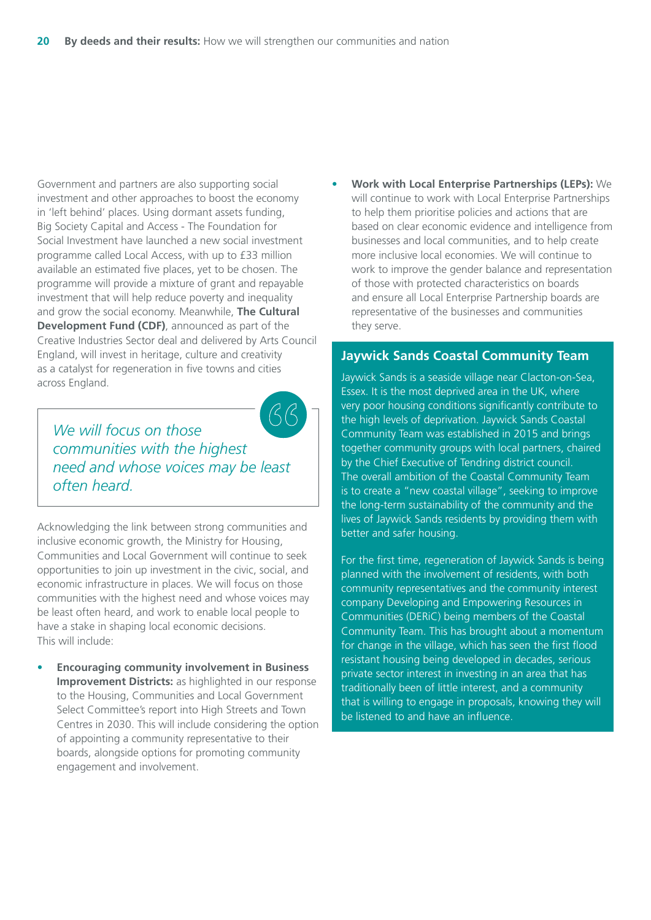Government and partners are also supporting social investment and other approaches to boost the economy in 'left behind' places. Using dormant assets funding, Big Society Capital and Access - The Foundation for Social Investment have launched a new social investment programme called Local Access, with up to £33 million available an estimated five places, yet to be chosen. The programme will provide a mixture of grant and repayable investment that will help reduce poverty and inequality and grow the social economy. Meanwhile, **The Cultural Development Fund (CDF)**, announced as part of the Creative Industries Sector deal and delivered by Arts Council England, will invest in heritage, culture and creativity as a catalyst for regeneration in five towns and cities across England.

> *We will focus on those communities with the highest need and whose voices may be least often heard.*

Acknowledging the link between strong communities and inclusive economic growth, the Ministry for Housing, Communities and Local Government will continue to seek opportunities to join up investment in the civic, social, and economic infrastructure in places. We will focus on those communities with the highest need and whose voices may be least often heard, and work to enable local people to have a stake in shaping local economic decisions. This will include:

- **Encouraging community involvement in Business Improvement Districts:** as highlighted in our response to the Housing, Communities and Local Government Select Committee's report into High Streets and Town Centres in 2030. This will include considering the option of appointing a community representative to their boards, alongside options for promoting community engagement and involvement.
- **Work with Local Enterprise Partnerships (LEPs):** We will continue to work with Local Enterprise Partnerships to help them prioritise policies and actions that are based on clear economic evidence and intelligence from businesses and local communities, and to help create more inclusive local economies. We will continue to work to improve the gender balance and representation of those with protected characteristics on boards and ensure all Local Enterprise Partnership boards are representative of the businesses and communities they serve.

### Jaywick Sands Coastal Community Team

Jaywick Sands is a seaside village near Clacton-on-Sea, Essex. It is the most deprived area in the UK, where very poor housing conditions significantly contribute to the high levels of deprivation. Jaywick Sands Coastal Community Team was established in 2015 and brings together community groups with local partners, chaired by the Chief Executive of Tendring district council. The overall ambition of the Coastal Community Team is to create a "new coastal village", seeking to improve the long-term sustainability of the community and the lives of Jaywick Sands residents by providing them with better and safer housing.

For the first time, regeneration of Jaywick Sands is being planned with the involvement of residents, with both community representatives and the community interest company Developing and Empowering Resources in Communities (DERiC) being members of the Coastal Community Team. This has brought about a momentum for change in the village, which has seen the first flood resistant housing being developed in decades, serious private sector interest in investing in an area that has traditionally been of little interest, and a community that is willing to engage in proposals, knowing they will be listened to and have an influence.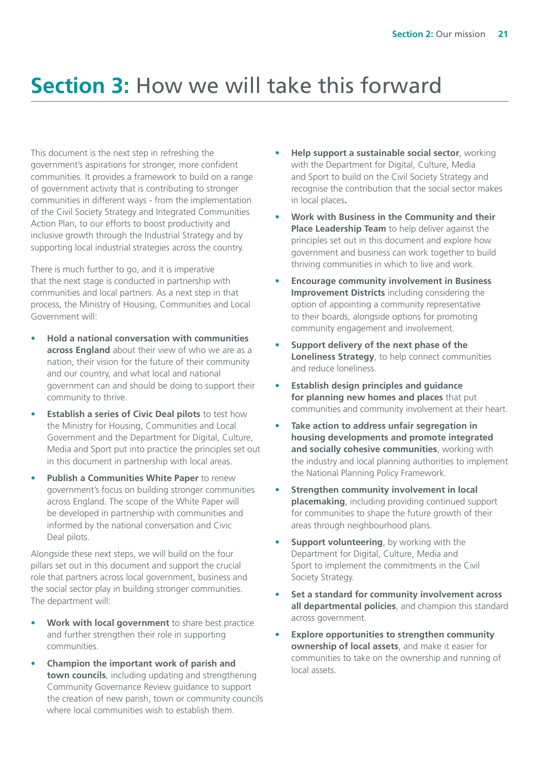# Section 3: How we will take this forward

This document is the next step in refreshing the government's aspirations for stronger, more confident communities. It provides a framework to build on a range of government activity that is contributing to stronger communities in different ways - from the implementation of the Civil Society Strategy and Integrated Communities Action Plan, to our efforts to boost productivity and inclusive growth through the Industrial Strategy and by supporting local industrial strategies across the country.

There is much further to go, and it is imperative that the next stage is conducted in partnership with communities and local partners. As a next step in that process, the Ministry of Housing, Communities and Local Government will:

- **Hold a national conversation with communities across England** about their view of who we are as a nation, their vision for the future of their community and our country, and what local and national government can and should be doing to support their community to thrive.
- **Establish a series of Civic Deal pilots** to test how the Ministry for Housing, Communities and Local Government and the Department for Digital, Culture, Media and Sport put into practice the principles set out in this document in partnership with local areas.
- **Publish a Communities White Paper** to renew government's focus on building stronger communities across England. The scope of the White Paper will be developed in partnership with communities and informed by the national conversation and Civic Deal pilots.

Alongside these next steps, we will build on the four pillars set out in this document and support the crucial role that partners across local government, business and the social sector play in building stronger communities. The department will:

- **Work with local government** to share best practice and further strengthen their role in supporting communities.
- **Champion the important work of parish and town councils**, including updating and strengthening Community Governance Review guidance to support the creation of new parish, town or community councils where local communities wish to establish them.
- **Help support a sustainable social sector**, working with the Department for Digital, Culture, Media and Sport to build on the Civil Society Strategy and recognise the contribution that the social sector makes in local places**.**
- **Work with Business in the Community and their Place Leadership Team** to help deliver against the principles set out in this document and explore how government and business can work together to build thriving communities in which to live and work.
- **Encourage community involvement in Business Improvement Districts** including considering the option of appointing a community representative to their boards, alongside options for promoting community engagement and involvement.
- **Support delivery of the next phase of the Loneliness Strategy**, to help connect communities and reduce loneliness.
- **Establish design principles and guidance for planning new homes and places** that put communities and community involvement at their heart.
- **Take action to address unfair segregation in housing developments and promote integrated and socially cohesive communities**, working with the industry and local planning authorities to implement the National Planning Policy Framework.
- **Strengthen community involvement in local placemaking**, including providing continued support for communities to shape the future growth of their areas through neighbourhood plans.
- **Support volunteering**, by working with the Department for Digital, Culture, Media and Sport to implement the commitments in the Civil Society Strategy.
- **Set a standard for community involvement across all departmental policies**, and champion this standard across government.
- **Explore opportunities to strengthen community ownership of local assets**, and make it easier for communities to take on the ownership and running of local assets.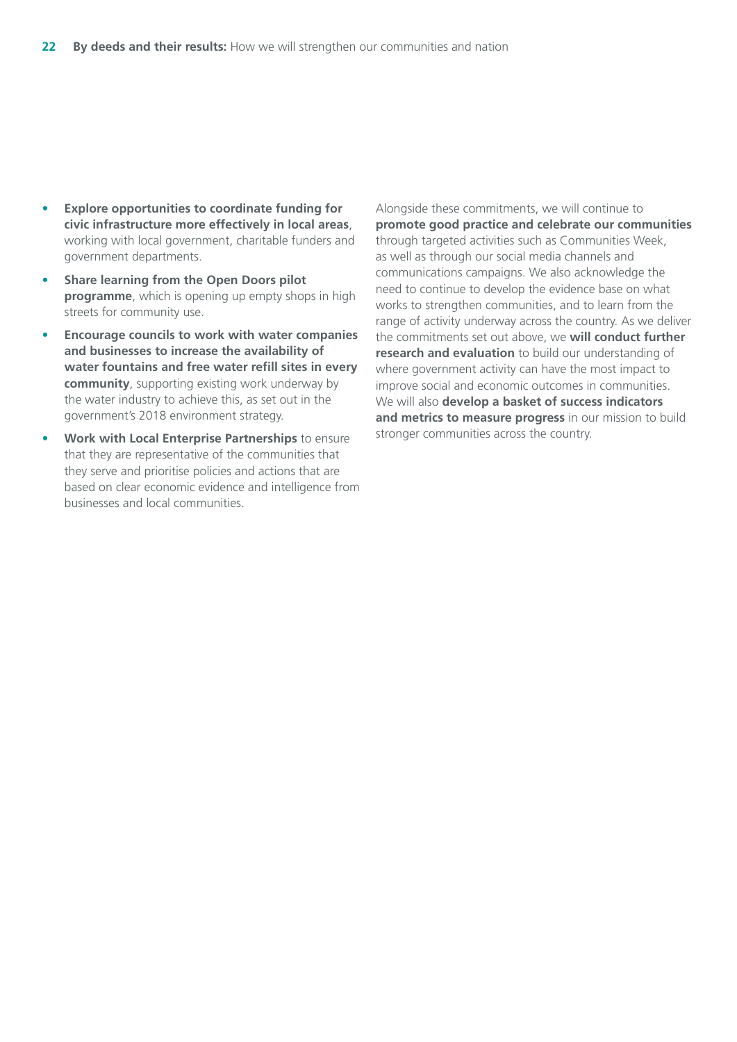- **Explore opportunities to coordinate funding for civic infrastructure more effectively in local areas**, working with local government, charitable funders and government departments.
- **Share learning from the Open Doors pilot programme**, which is opening up empty shops in high streets for community use.
- **Encourage councils to work with water companies and businesses to increase the availability of water fountains and free water refill sites in every community**, supporting existing work underway by the water industry to achieve this, as set out in the government's 2018 environment strategy.
- **Work with Local Enterprise Partnerships** to ensure that they are representative of the communities that they serve and prioritise policies and actions that are based on clear economic evidence and intelligence from businesses and local communities.

Alongside these commitments, we will continue to **promote good practice and celebrate our communities** through targeted activities such as Communities Week, as well as through our social media channels and communications campaigns. We also acknowledge the need to continue to develop the evidence base on what works to strengthen communities, and to learn from the range of activity underway across the country. As we deliver the commitments set out above, we **will conduct further research and evaluation** to build our understanding of where government activity can have the most impact to improve social and economic outcomes in communities. We will also **develop a basket of success indicators and metrics to measure progress** in our mission to build stronger communities across the country.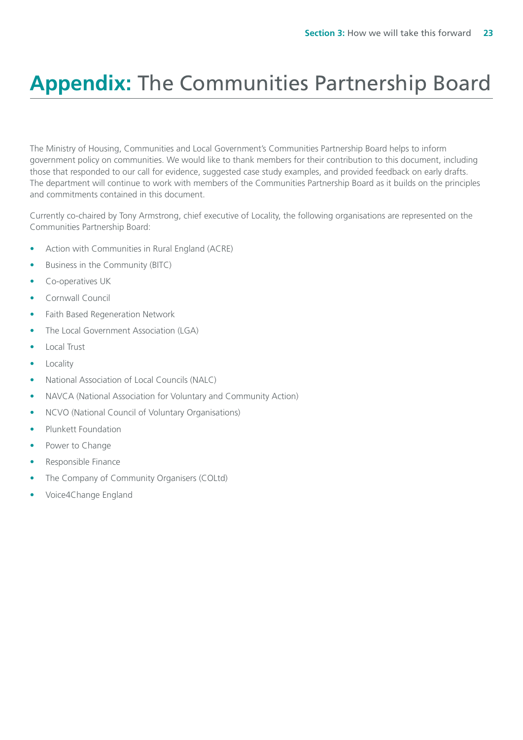# **Appendix:** The Communities Partnership Board

The Ministry of Housing, Communities and Local Government's Communities Partnership Board helps to inform government policy on communities. We would like to thank members for their contribution to this document, including those that responded to our call for evidence, suggested case study examples, and provided feedback on early drafts. The department will continue to work with members of the Communities Partnership Board as it builds on the principles and commitments contained in this document.

Currently co-chaired by Tony Armstrong, chief executive of Locality, the following organisations are represented on the Communities Partnership Board:

- Action with Communities in Rural England (ACRE)
- Business in the Community (BITC)
- Co-operatives UK
- Cornwall Council
- Faith Based Regeneration Network
- The Local Government Association (LGA)
- Local Trust
- Locality
- National Association of Local Councils (NALC)
- NAVCA (National Association for Voluntary and Community Action)
- NCVO (National Council of Voluntary Organisations)
- Plunkett Foundation
- Power to Change
- Responsible Finance
- The Company of Community Organisers (COLtd)
- Voice4Change England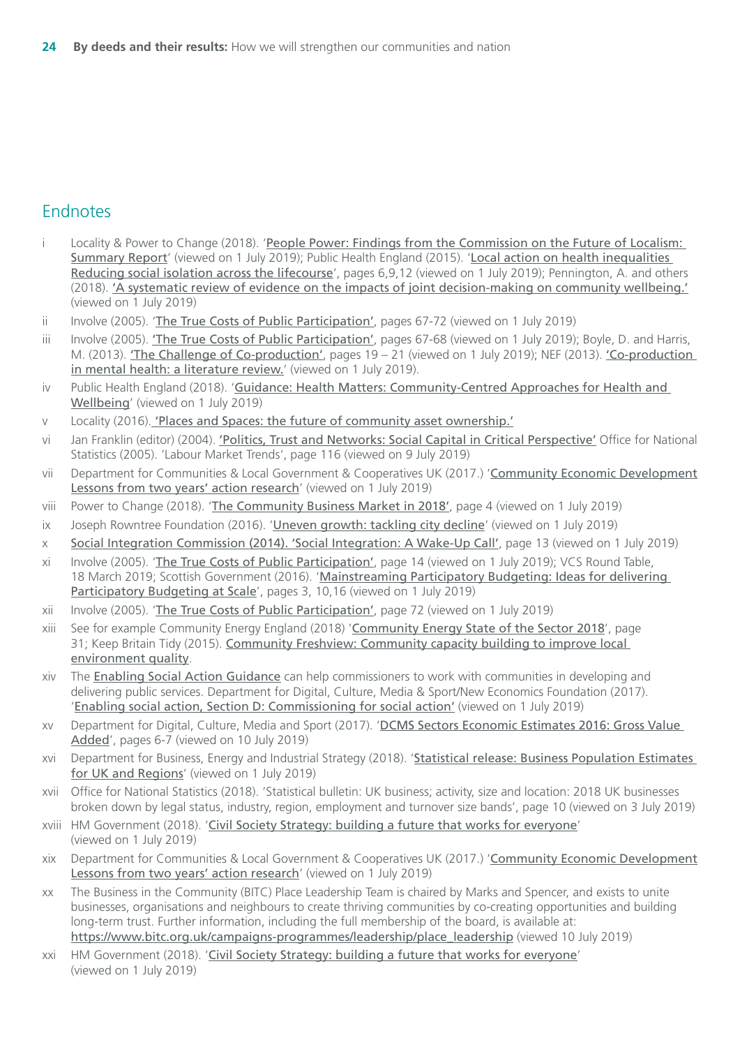## Endnotes

- i Locality & Power to Change (2018). 'People Power: Findings from the Commission on the Future of Localism: Summary Report' (viewed on 1 July 2019); Public Health England (2015). 'Local action on health inequalities Reducing social isolation across the lifecourse', pages 6,9,12 (viewed on 1 July 2019); Pennington, A. and others (2018). 'A systematic review of evidence on the impacts of joint decision-making on community wellbeing.' (viewed on 1 July 2019)
- ii Involve (2005). 'The True Costs of Public Participation', pages 67-72 (viewed on 1 July 2019)
- iii Involve (2005). 'The True Costs of Public Participation', pages 67-68 (viewed on 1 July 2019); Boyle, D. and Harris, M. (2013). 'The Challenge of Co-production', pages 19 – 21 (viewed on 1 July 2019); NEF (2013). 'Co-production in mental health: a literature review.' (viewed on 1 July 2019).
- iv Public Health England (2018). 'Guidance: Health Matters: Community-Centred Approaches for Health and Wellbeing' (viewed on 1 July 2019)
- v Locality (2016). 'Places and Spaces: the future of community asset ownership.'
- vi Jan Franklin (editor) (2004). 'Politics, Trust and Networks: Social Capital in Critical Perspective' Office for National Statistics (2005). 'Labour Market Trends', page 116 (viewed on 9 July 2019)
- vii Department for Communities & Local Government & Cooperatives UK (2017.) 'Community Economic Development Lessons from two years' action research' (viewed on 1 July 2019)
- viii Power to Change (2018). 'The Community Business Market in 2018', page 4 (viewed on 1 July 2019)
- ix Joseph Rowntree Foundation (2016). 'Uneven growth: tackling city decline' (viewed on 1 July 2019)
- x Social Integration Commission (2014). 'Social Integration: A Wake-Up Call', page 13 (viewed on 1 July 2019)
- xi Involve (2005). 'The True Costs of Public Participation', page 14 (viewed on 1 July 2019); VCS Round Table, 18 March 2019; Scottish Government (2016). 'Mainstreaming Participatory Budgeting: Ideas for delivering Participatory Budgeting at Scale', pages 3, 10,16 (viewed on 1 July 2019)
- xii Involve (2005). 'The True Costs of Public Participation', page 72 (viewed on 1 July 2019)
- xiii See for example Community Energy England (2018) 'Community Energy State of the Sector 2018', page 31; Keep Britain Tidy (2015). Community Freshview: Community capacity building to improve local environment quality.
- xiv The Enabling Social Action Guidance can help commissioners to work with communities in developing and delivering public services. Department for Digital, Culture, Media & Sport/New Economics Foundation (2017). 'Enabling social action, Section D: Commissioning for social action' (viewed on 1 July 2019)
- xv Department for Digital, Culture, Media and Sport (2017). 'DCMS Sectors Economic Estimates 2016: Gross Value Added', pages 6-7 (viewed on 10 July 2019)
- xvi Department for Business, Energy and Industrial Strategy (2018). 'Statistical release: Business Population Estimates for UK and Regions' (viewed on 1 July 2019)
- xvii Office for National Statistics (2018). 'Statistical bulletin: UK business; activity, size and location: 2018 UK businesses broken down by legal status, industry, region, employment and turnover size bands', page 10 (viewed on 3 July 2019)
- xviii HM Government (2018). 'Civil Society Strategy: building a future that works for everyone' (viewed on 1 July 2019)
- xix Department for Communities & Local Government & Cooperatives UK (2017.) 'Community Economic Development Lessons from two years' action research' (viewed on 1 July 2019)
- xx The Business in the Community (BITC) Place Leadership Team is chaired by Marks and Spencer, and exists to unite businesses, organisations and neighbours to create thriving communities by co-creating opportunities and building long-term trust. Further information, including the full membership of the board, is available at: https://www.bitc.org.uk/campaigns-programmes/leadership/place_leadership (viewed 10 July 2019)
- xxi HM Government (2018). 'Civil Society Strategy: building a future that works for everyone' (viewed on 1 July 2019)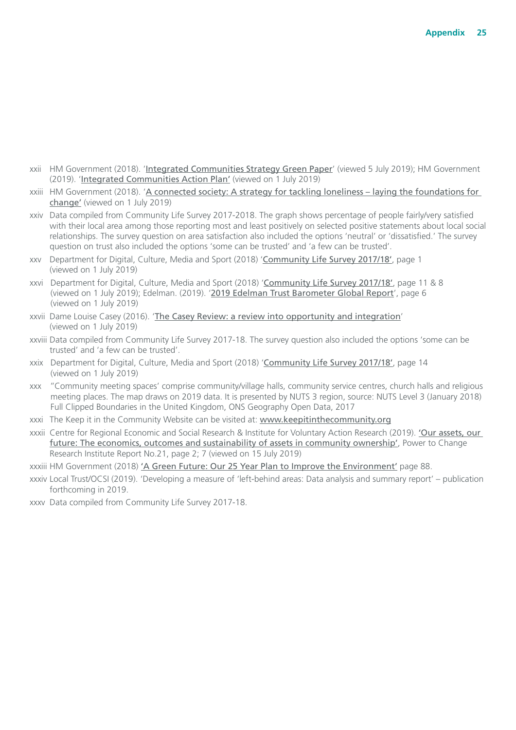- xxii HM Government (2018). 'Integrated Communities Strategy Green Paper' (viewed 5 July 2019); HM Government (2019). 'Integrated Communities Action Plan' (viewed on 1 July 2019)
- xxiii HM Government (2018). 'A connected society: A strategy for tackling loneliness – laying the foundations for change' (viewed on 1 July 2019)
- xxiv Data compiled from Community Life Survey 2017-2018. The graph shows percentage of people fairly/very satisfied with their local area among those reporting most and least positively on selected positive statements about local social relationships. The survey question on area satisfaction also included the options 'neutral' or 'dissatisfied.' The survey question on trust also included the options 'some can be trusted' and 'a few can be trusted'.
- xxv Department for Digital, Culture, Media and Sport (2018) 'Community Life Survey 2017/18', page 1 (viewed on 1 July 2019)
- xxvi Department for Digital, Culture, Media and Sport (2018) 'Community Life Survey 2017/18', page 11 & 8 (viewed on 1 July 2019); Edelman. (2019). '2019 Edelman Trust Barometer Global Report', page 6 (viewed on 1 July 2019)
- xxvii Dame Louise Casey (2016). 'The Casey Review: a review into opportunity and integration' (viewed on 1 July 2019)
- xxviii Data compiled from Community Life Survey 2017-18. The survey question also included the options 'some can be trusted' and 'a few can be trusted'.
- xxix Department for Digital, Culture, Media and Sport (2018) 'Community Life Survey 2017/18', page 14 (viewed on 1 July 2019)
- xxx "Community meeting spaces' comprise community/village halls, community service centres, church halls and religious meeting places. The map draws on 2019 data. It is presented by NUTS 3 region, source: NUTS Level 3 (January 2018) Full Clipped Boundaries in the United Kingdom, ONS Geography Open Data, 2017
- xxxi The Keep it in the Community Website can be visited at: www.keepitinthecommunity.org
- xxxii Centre for Regional Economic and Social Research & Institute for Voluntary Action Research (2019). 'Our assets, our future: The economics, outcomes and sustainability of assets in community ownership', Power to Change Research Institute Report No.21, page 2; 7 (viewed on 15 July 2019)
- xxxiii HM Government (2018) 'A Green Future: Our 25 Year Plan to Improve the Environment' page 88.
- xxxiv Local Trust/OCSI (2019). 'Developing a measure of 'left-behind areas: Data analysis and summary report' – publication forthcoming in 2019.
- xxxv Data compiled from Community Life Survey 2017-18.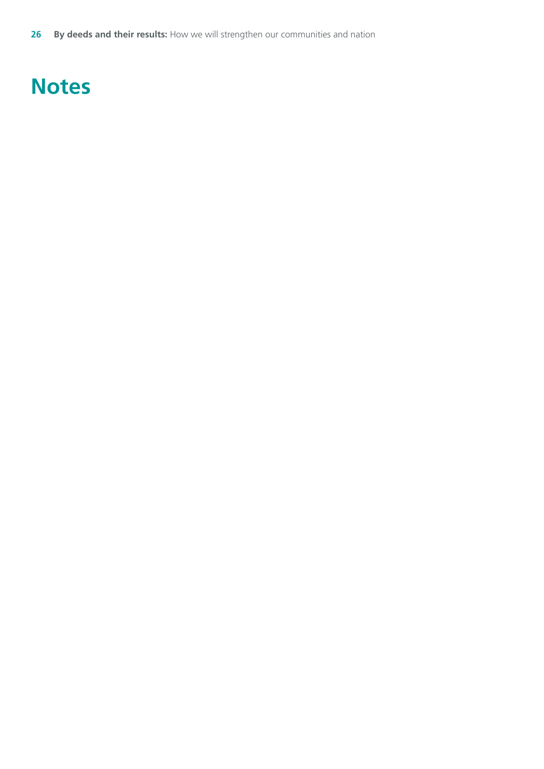# Notes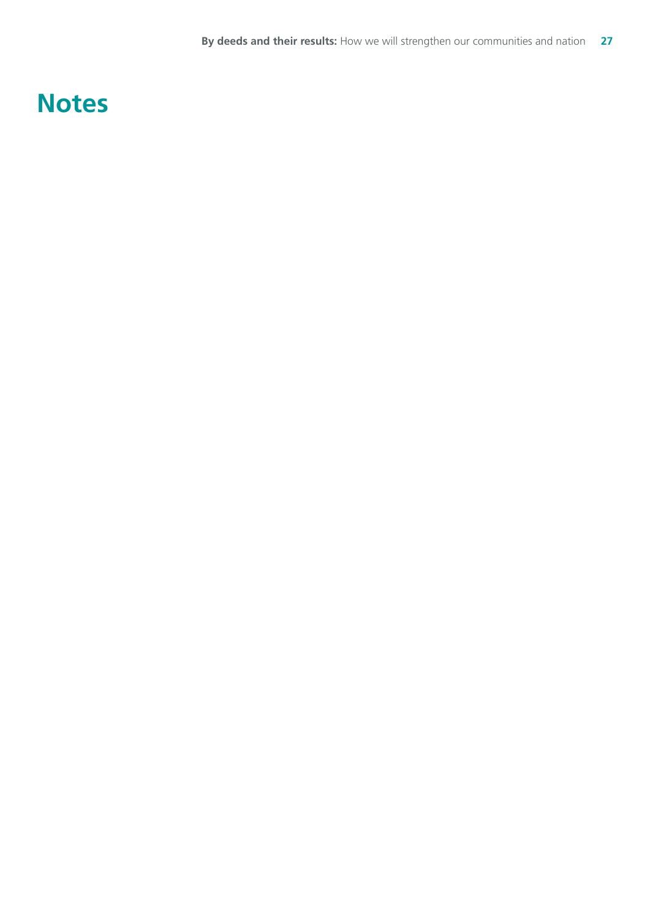# Notes